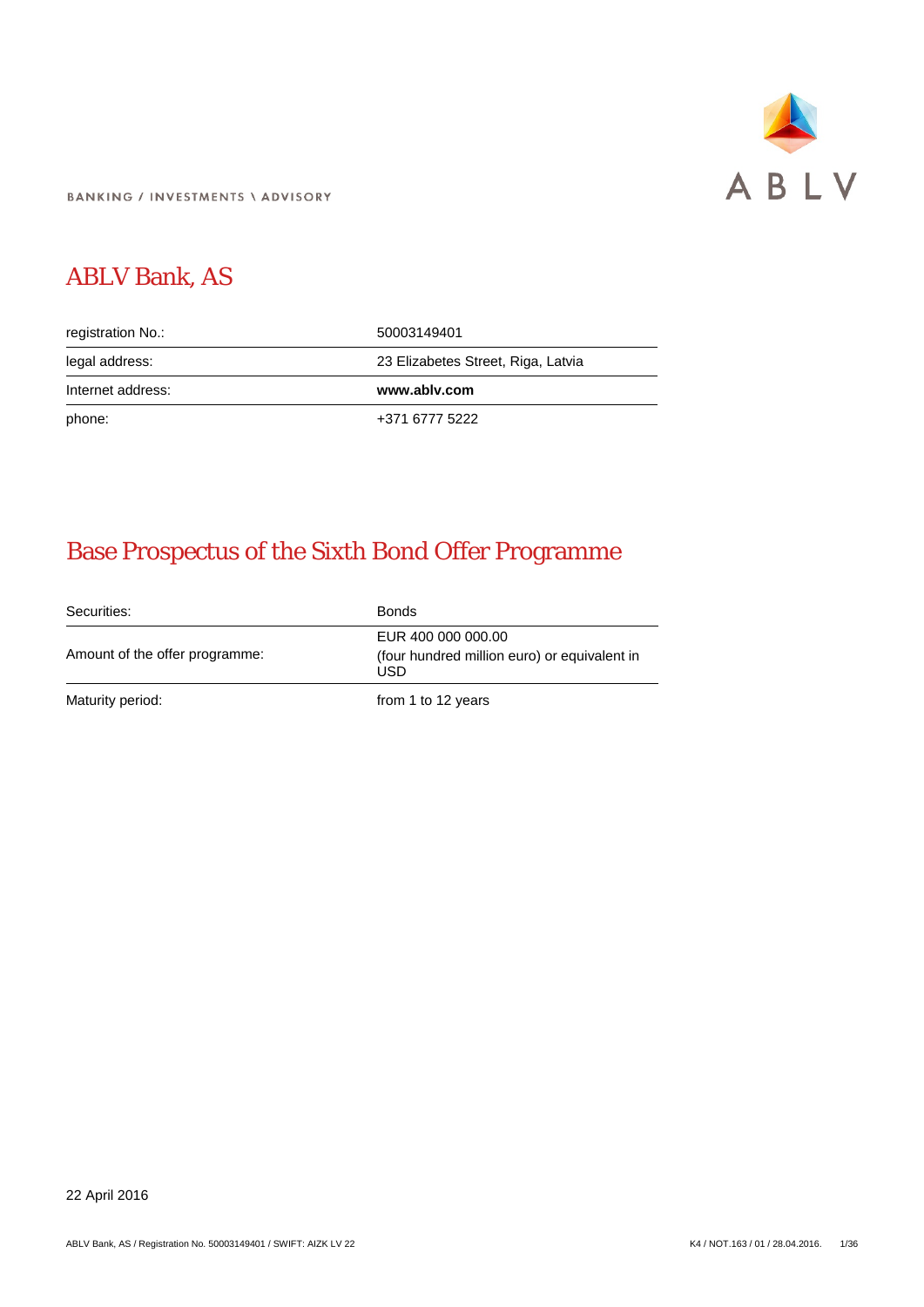BANKING / INVESTMENTS \ ADVISORY

ABLV

# ABLV Bank, AS

| registration No.: | 50003149401 |
|---|---|
| legal address: | 23 Elizabetes Street, Riga, Latvia |
| Internet address: | **www.ablv.com** |
| phone: | +371 6777 5222 |

# Base Prospectus of the Sixth Bond Offer Programme

| Securities: | Bonds |
|---|---|
| Amount of the offer programme: | EUR 400 000 000.00 (four hundred million euro) or equivalent in USD |
| Maturity period: | from 1 to 12 years |

22 April 2016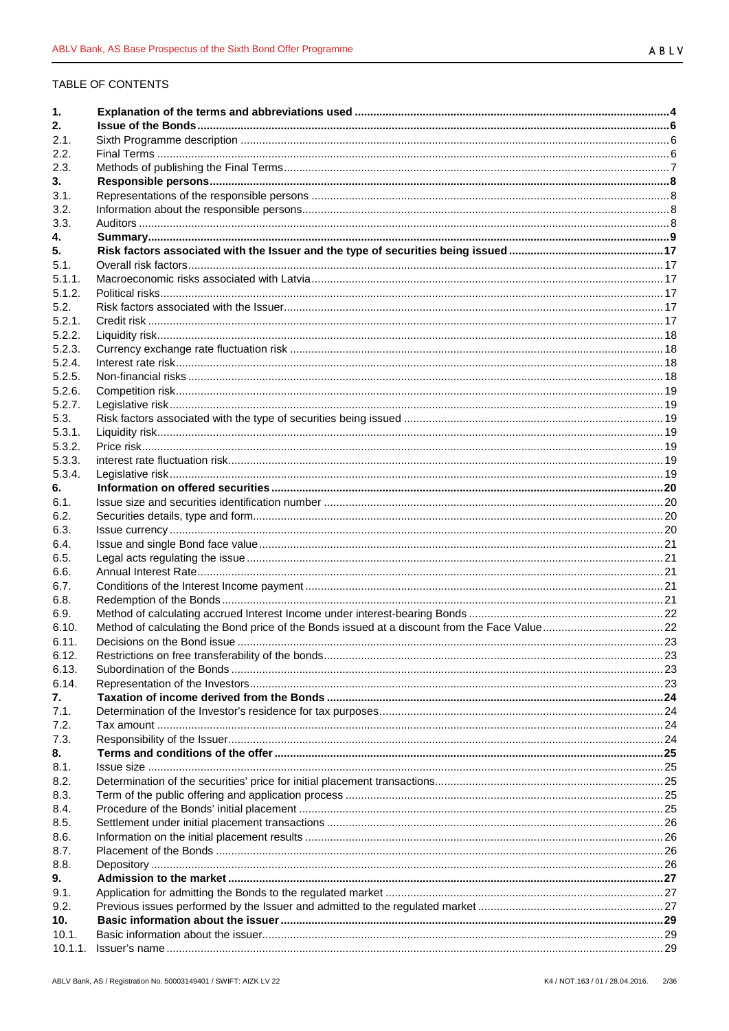TABLE OF CONTENTS

| | | |
|---|---|---|
| **1.** | **Explanation of the terms and abbreviations used** | **4** |
| **2.** | **Issue of the Bonds** | **6** |
| 2.1. | Sixth Programme description | 6 |
| 2.2. | Final Terms | 6 |
| 2.3. | Methods of publishing the Final Terms | 7 |
| **3.** | **Responsible persons** | **8** |
| 3.1. | Representations of the responsible persons | 8 |
| 3.2. | Information about the responsible persons | 8 |
| 3.3. | Auditors | 8 |
| **4.** | **Summary** | **9** |
| **5.** | **Risk factors associated with the Issuer and the type of securities being issued** | **17** |
| 5.1. | Overall risk factors | 17 |
| 5.1.1. | Macroeconomic risks associated with Latvia | 17 |
| 5.1.2. | Political risks | 17 |
| 5.2. | Risk factors associated with the Issuer | 17 |
| 5.2.1. | Credit risk | 17 |
| 5.2.2. | Liquidity risk | 18 |
| 5.2.3. | Currency exchange rate fluctuation risk | 18 |
| 5.2.4. | Interest rate risk | 18 |
| 5.2.5. | Non-financial risks | 18 |
| 5.2.6. | Competition risk | 19 |
| 5.2.7. | Legislative risk | 19 |
| 5.3. | Risk factors associated with the type of securities being issued | 19 |
| 5.3.1. | Liquidity risk | 19 |
| 5.3.2. | Price risk | 19 |
| 5.3.3. | interest rate fluctuation risk | 19 |
| 5.3.4. | Legislative risk | 19 |
| **6.** | **Information on offered securities** | **20** |
| 6.1. | Issue size and securities identification number | 20 |
| 6.2. | Securities details, type and form | 20 |
| 6.3. | Issue currency | 20 |
| 6.4. | Issue and single Bond face value | 21 |
| 6.5. | Legal acts regulating the issue | 21 |
| 6.6. | Annual Interest Rate | 21 |
| 6.7. | Conditions of the Interest Income payment | 21 |
| 6.8. | Redemption of the Bonds | 21 |
| 6.9. | Method of calculating accrued Interest Income under interest-bearing Bonds | 22 |
| 6.10. | Method of calculating the Bond price of the Bonds issued at a discount from the Face Value | 22 |
| 6.11. | Decisions on the Bond issue | 23 |
| 6.12. | Restrictions on free transferability of the bonds | 23 |
| 6.13. | Subordination of the Bonds | 23 |
| 6.14. | Representation of the Investors | 23 |
| **7.** | **Taxation of income derived from the Bonds** | **24** |
| 7.1. | Determination of the Investor's residence for tax purposes | 24 |
| 7.2. | Tax amount | 24 |
| 7.3. | Responsibility of the Issuer | 24 |
| **8.** | **Terms and conditions of the offer** | **25** |
| 8.1. | Issue size | 25 |
| 8.2. | Determination of the securities' price for initial placement transactions | 25 |
| 8.3. | Term of the public offering and application process | 25 |
| 8.4. | Procedure of the Bonds' initial placement | 25 |
| 8.5. | Settlement under initial placement transactions | 26 |
| 8.6. | Information on the initial placement results | 26 |
| 8.7. | Placement of the Bonds | 26 |
| 8.8. | Depository | 26 |
| **9.** | **Admission to the market** | **27** |
| 9.1. | Application for admitting the Bonds to the regulated market | 27 |
| 9.2. | Previous issues performed by the Issuer and admitted to the regulated market | 27 |
| **10.** | **Basic information about the issuer** | **29** |
| 10.1. | Basic information about the issuer | 29 |
| 10.1.1. | Issuer's name | 29 |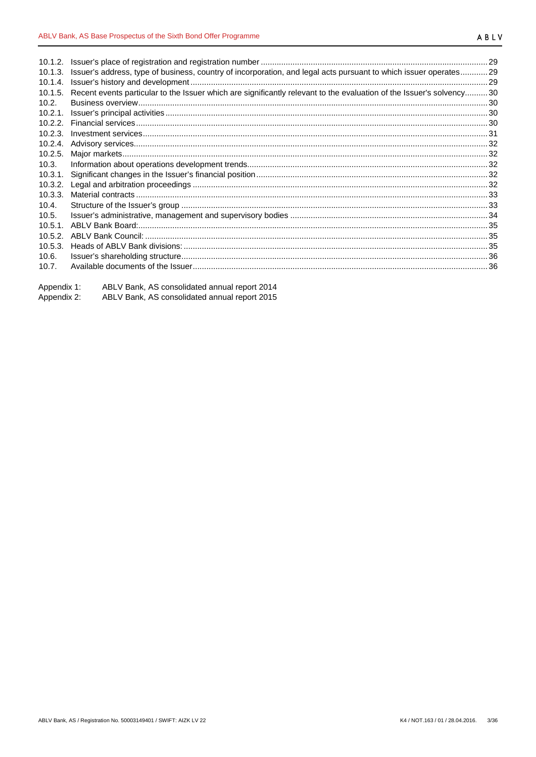| | | |
|---|---|---|
| 10.1.2. | Issuer's place of registration and registration number | 29 |
| 10.1.3. | Issuer's address, type of business, country of incorporation, and legal acts pursuant to which issuer operates | 29 |
| 10.1.4. | Issuer's history and development | 29 |
| 10.1.5. | Recent events particular to the Issuer which are significantly relevant to the evaluation of the Issuer's solvency | 30 |
| 10.2. | Business overview | 30 |
| 10.2.1. | Issuer's principal activities | 30 |
| 10.2.2. | Financial services | 30 |
| 10.2.3. | Investment services | 31 |
| 10.2.4. | Advisory services | 32 |
| 10.2.5. | Major markets | 32 |
| 10.3. | Information about operations development trends | 32 |
| 10.3.1. | Significant changes in the Issuer's financial position | 32 |
| 10.3.2. | Legal and arbitration proceedings | 32 |
| 10.3.3. | Material contracts | 33 |
| 10.4. | Structure of the Issuer's group | 33 |
| 10.5. | Issuer's administrative, management and supervisory bodies | 34 |
| 10.5.1. | ABLV Bank Board: | 35 |
| 10.5.2. | ABLV Bank Council: | 35 |
| 10.5.3. | Heads of ABLV Bank divisions: | 35 |
| 10.6. | Issuer's shareholding structure | 36 |
| 10.7. | Available documents of the Issuer | 36 |

Appendix 1: ABLV Bank, AS consolidated annual report 2014
Appendix 2: ABLV Bank, AS consolidated annual report 2015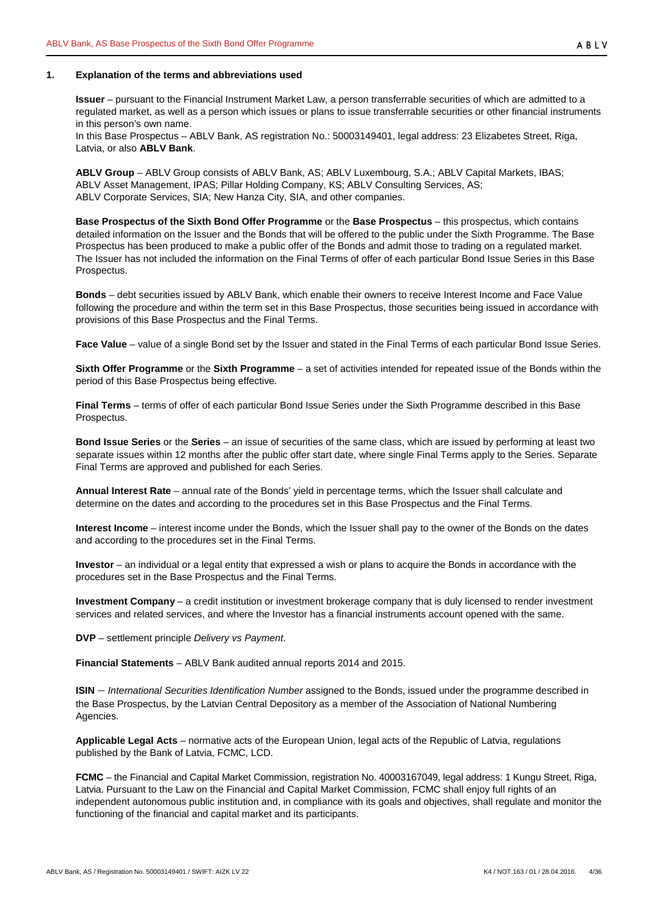## 1. Explanation of the terms and abbreviations used

**Issuer** – pursuant to the Financial Instrument Market Law, a person transferrable securities of which are admitted to a regulated market, as well as a person which issues or plans to issue transferrable securities or other financial instruments in this person's own name.
In this Base Prospectus – ABLV Bank, AS registration No.: 50003149401, legal address: 23 Elizabetes Street, Riga, Latvia, or also **ABLV Bank**.

**ABLV Group** – ABLV Group consists of ABLV Bank, AS; ABLV Luxembourg, S.A.; ABLV Capital Markets, IBAS; ABLV Asset Management, IPAS; Pillar Holding Company, KS; ABLV Consulting Services, AS; ABLV Corporate Services, SIA; New Hanza City, SIA, and other companies.

**Base Prospectus of the Sixth Bond Offer Programme** or the **Base Prospectus** – this prospectus, which contains detailed information on the Issuer and the Bonds that will be offered to the public under the Sixth Programme. The Base Prospectus has been produced to make a public offer of the Bonds and admit those to trading on a regulated market. The Issuer has not included the information on the Final Terms of offer of each particular Bond Issue Series in this Base Prospectus.

**Bonds** – debt securities issued by ABLV Bank, which enable their owners to receive Interest Income and Face Value following the procedure and within the term set in this Base Prospectus, those securities being issued in accordance with provisions of this Base Prospectus and the Final Terms.

**Face Value** – value of a single Bond set by the Issuer and stated in the Final Terms of each particular Bond Issue Series.

**Sixth Offer Programme** or the **Sixth Programme** – a set of activities intended for repeated issue of the Bonds within the period of this Base Prospectus being effective.

**Final Terms** – terms of offer of each particular Bond Issue Series under the Sixth Programme described in this Base Prospectus.

**Bond Issue Series** or the **Series** – an issue of securities of the same class, which are issued by performing at least two separate issues within 12 months after the public offer start date, where single Final Terms apply to the Series. Separate Final Terms are approved and published for each Series.

**Annual Interest Rate** – annual rate of the Bonds' yield in percentage terms, which the Issuer shall calculate and determine on the dates and according to the procedures set in this Base Prospectus and the Final Terms.

**Interest Income** – interest income under the Bonds, which the Issuer shall pay to the owner of the Bonds on the dates and according to the procedures set in the Final Terms.

**Investor** – an individual or a legal entity that expressed a wish or plans to acquire the Bonds in accordance with the procedures set in the Base Prospectus and the Final Terms.

**Investment Company** – a credit institution or investment brokerage company that is duly licensed to render investment services and related services, and where the Investor has a financial instruments account opened with the same.

**DVP** – settlement principle *Delivery vs Payment*.

**Financial Statements** – ABLV Bank audited annual reports 2014 and 2015.

**ISIN** – *International Securities Identification Number* assigned to the Bonds, issued under the programme described in the Base Prospectus, by the Latvian Central Depository as a member of the Association of National Numbering Agencies.

**Applicable Legal Acts** – normative acts of the European Union, legal acts of the Republic of Latvia, regulations published by the Bank of Latvia, FCMC, LCD.

**FCMC** – the Financial and Capital Market Commission, registration No. 40003167049, legal address: 1 Kungu Street, Riga, Latvia. Pursuant to the Law on the Financial and Capital Market Commission, FCMC shall enjoy full rights of an independent autonomous public institution and, in compliance with its goals and objectives, shall regulate and monitor the functioning of the financial and capital market and its participants.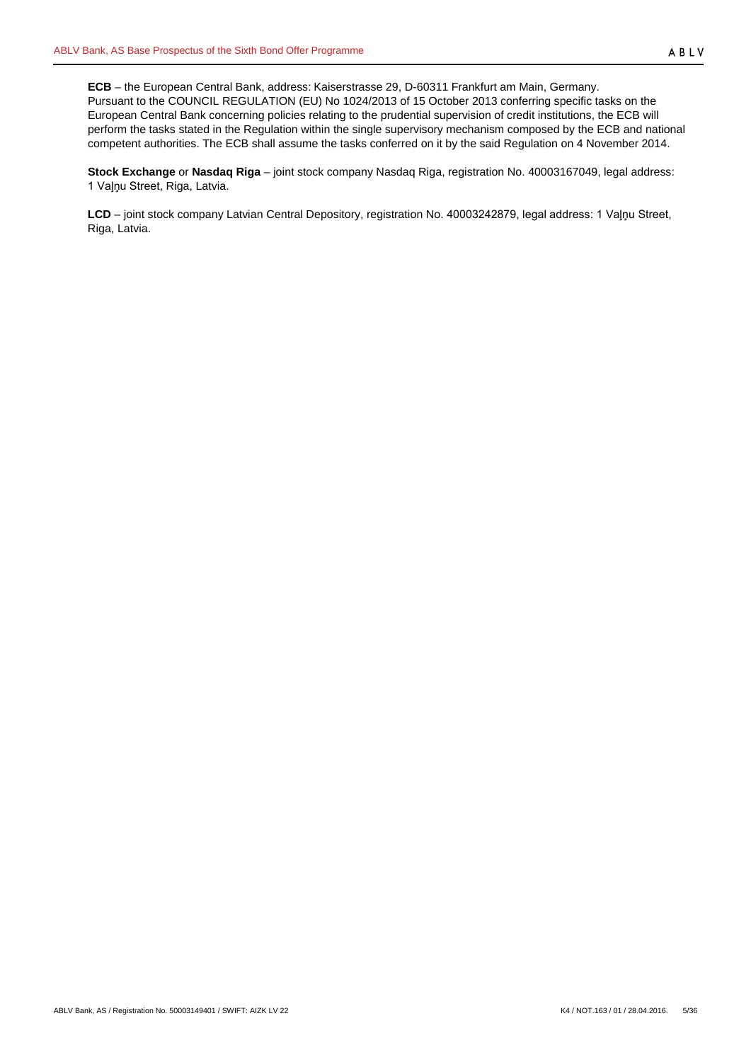**ECB** – the European Central Bank, address: Kaiserstrasse 29, D-60311 Frankfurt am Main, Germany.
Pursuant to the COUNCIL REGULATION (EU) No 1024/2013 of 15 October 2013 conferring specific tasks on the European Central Bank concerning policies relating to the prudential supervision of credit institutions, the ECB will perform the tasks stated in the Regulation within the single supervisory mechanism composed by the ECB and national competent authorities. The ECB shall assume the tasks conferred on it by the said Regulation on 4 November 2014.

**Stock Exchange** or **Nasdaq Riga** – joint stock company Nasdaq Riga, registration No. 40003167049, legal address: 1 Vaļņu Street, Riga, Latvia.

**LCD** – joint stock company Latvian Central Depository, registration No. 40003242879, legal address: 1 Vaļņu Street, Riga, Latvia.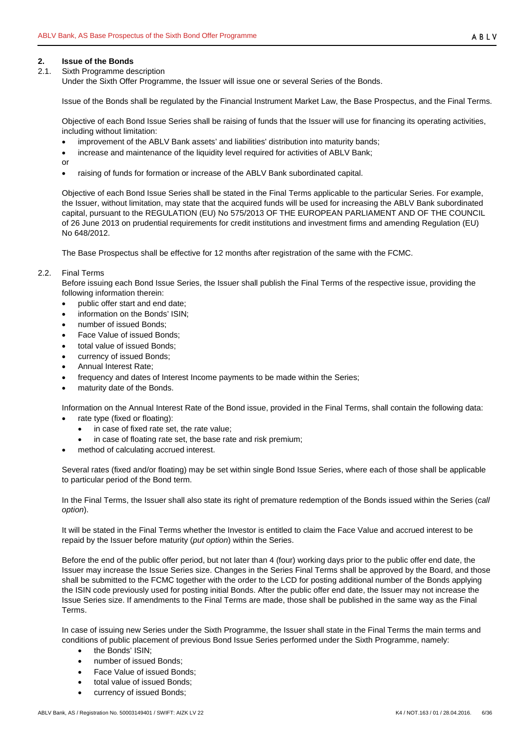## 2. Issue of the Bonds

### 2.1. Sixth Programme description

Under the Sixth Offer Programme, the Issuer will issue one or several Series of the Bonds.

Issue of the Bonds shall be regulated by the Financial Instrument Market Law, the Base Prospectus, and the Final Terms.

Objective of each Bond Issue Series shall be raising of funds that the Issuer will use for financing its operating activities, including without limitation:

- improvement of the ABLV Bank assets' and liabilities' distribution into maturity bands;
- increase and maintenance of the liquidity level required for activities of ABLV Bank;

or

- raising of funds for formation or increase of the ABLV Bank subordinated capital.

Objective of each Bond Issue Series shall be stated in the Final Terms applicable to the particular Series. For example, the Issuer, without limitation, may state that the acquired funds will be used for increasing the ABLV Bank subordinated capital, pursuant to the REGULATION (EU) No 575/2013 OF THE EUROPEAN PARLIAMENT AND OF THE COUNCIL of 26 June 2013 on prudential requirements for credit institutions and investment firms and amending Regulation (EU) No 648/2012.

The Base Prospectus shall be effective for 12 months after registration of the same with the FCMC.

### 2.2. Final Terms

Before issuing each Bond Issue Series, the Issuer shall publish the Final Terms of the respective issue, providing the following information therein:

- public offer start and end date;
- information on the Bonds' ISIN;
- number of issued Bonds;
- Face Value of issued Bonds;
- total value of issued Bonds;
- currency of issued Bonds;
- Annual Interest Rate;
- frequency and dates of Interest Income payments to be made within the Series;
- maturity date of the Bonds.

Information on the Annual Interest Rate of the Bond issue, provided in the Final Terms, shall contain the following data:

- rate type (fixed or floating):
  - in case of fixed rate set, the rate value;
  - in case of floating rate set, the base rate and risk premium;
- method of calculating accrued interest.

Several rates (fixed and/or floating) may be set within single Bond Issue Series, where each of those shall be applicable to particular period of the Bond term.

In the Final Terms, the Issuer shall also state its right of premature redemption of the Bonds issued within the Series (*call option*).

It will be stated in the Final Terms whether the Investor is entitled to claim the Face Value and accrued interest to be repaid by the Issuer before maturity (*put option*) within the Series.

Before the end of the public offer period, but not later than 4 (four) working days prior to the public offer end date, the Issuer may increase the Issue Series size. Changes in the Series Final Terms shall be approved by the Board, and those shall be submitted to the FCMC together with the order to the LCD for posting additional number of the Bonds applying the ISIN code previously used for posting initial Bonds. After the public offer end date, the Issuer may not increase the Issue Series size. If amendments to the Final Terms are made, those shall be published in the same way as the Final Terms.

In case of issuing new Series under the Sixth Programme, the Issuer shall state in the Final Terms the main terms and conditions of public placement of previous Bond Issue Series performed under the Sixth Programme, namely:

- the Bonds' ISIN;
- number of issued Bonds;
- Face Value of issued Bonds;
- total value of issued Bonds;
- currency of issued Bonds;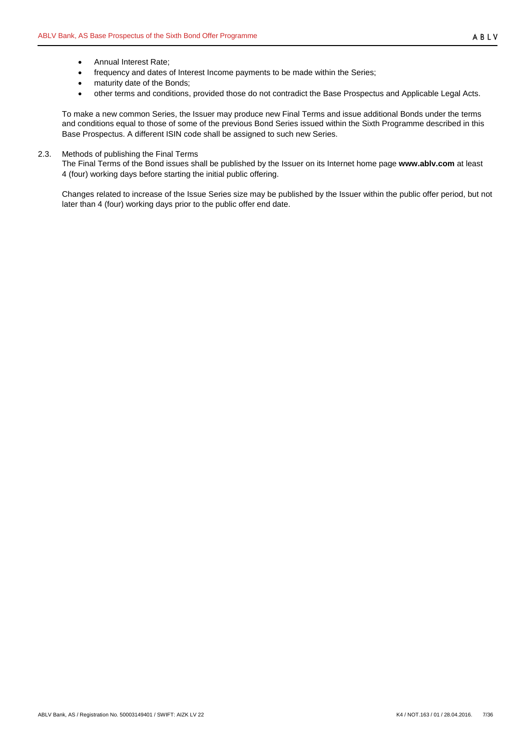- Annual Interest Rate;
- frequency and dates of Interest Income payments to be made within the Series;
- maturity date of the Bonds;
- other terms and conditions, provided those do not contradict the Base Prospectus and Applicable Legal Acts.

To make a new common Series, the Issuer may produce new Final Terms and issue additional Bonds under the terms and conditions equal to those of some of the previous Bond Series issued within the Sixth Programme described in this Base Prospectus. A different ISIN code shall be assigned to such new Series.

2.3. Methods of publishing the Final Terms

The Final Terms of the Bond issues shall be published by the Issuer on its Internet home page **www.ablv.com** at least 4 (four) working days before starting the initial public offering.

Changes related to increase of the Issue Series size may be published by the Issuer within the public offer period, but not later than 4 (four) working days prior to the public offer end date.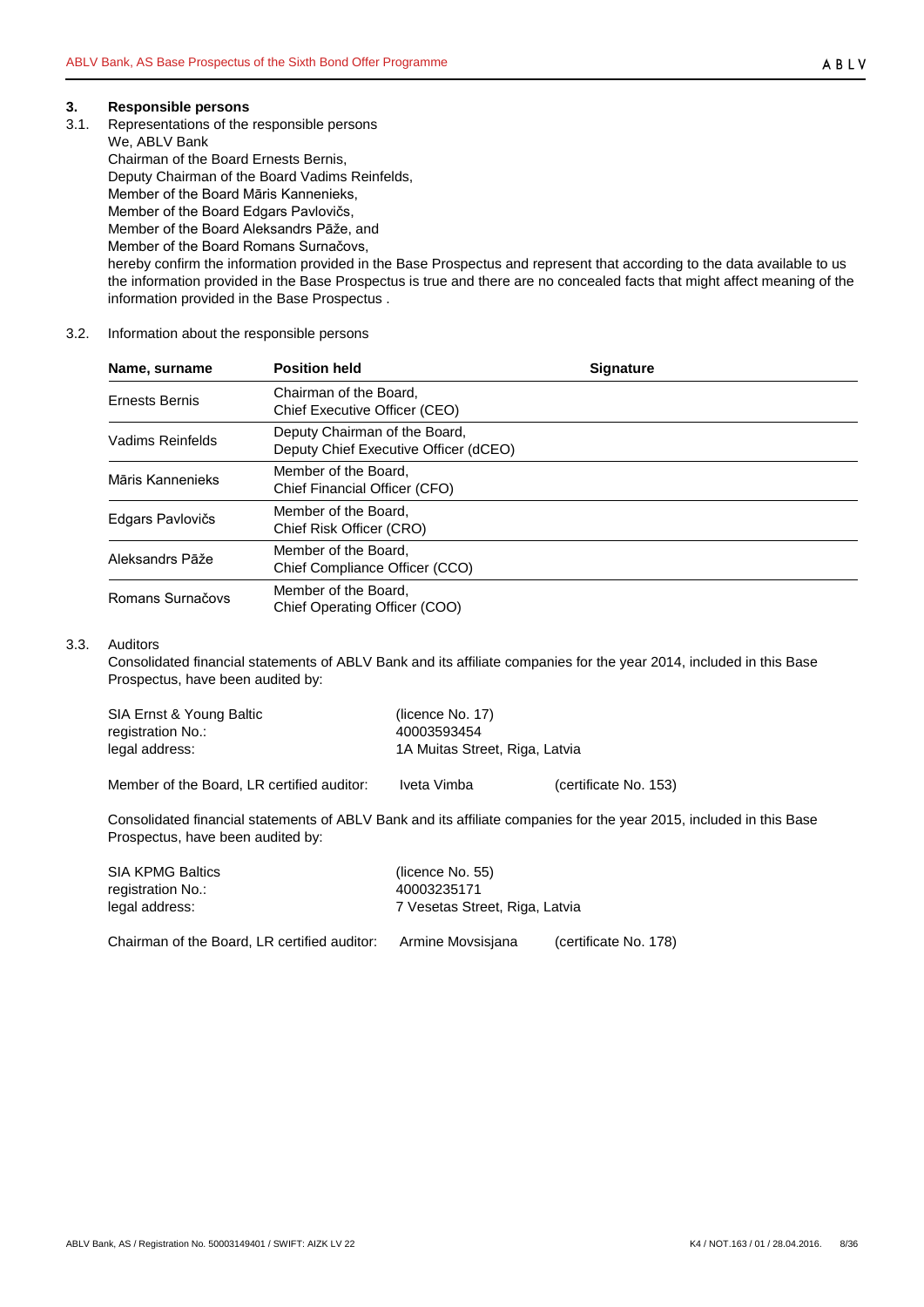## 3. Responsible persons

3.1. Representations of the responsible persons

We, ABLV Bank
Chairman of the Board Ernests Bernis,
Deputy Chairman of the Board Vadims Reinfelds,
Member of the Board Māris Kannenieks,
Member of the Board Edgars Pavlovičs,
Member of the Board Aleksandrs Pāže, and
Member of the Board Romans Surnačovs,
hereby confirm the information provided in the Base Prospectus and represent that according to the data available to us the information provided in the Base Prospectus is true and there are no concealed facts that might affect meaning of the information provided in the Base Prospectus .

3.2. Information about the responsible persons

| Name, surname | Position held | Signature |
| --- | --- | --- |
| Ernests Bernis | Chairman of the Board, Chief Executive Officer (CEO) | |
| Vadims Reinfelds | Deputy Chairman of the Board, Deputy Chief Executive Officer (dCEO) | |
| Māris Kannenieks | Member of the Board, Chief Financial Officer (CFO) | |
| Edgars Pavlovičs | Member of the Board, Chief Risk Officer (CRO) | |
| Aleksandrs Pāže | Member of the Board, Chief Compliance Officer (CCO) | |
| Romans Surnačovs | Member of the Board, Chief Operating Officer (COO) | |

3.3. Auditors

Consolidated financial statements of ABLV Bank and its affiliate companies for the year 2014, included in this Base Prospectus, have been audited by:

SIA Ernst & Young Baltic (licence No. 17)
registration No.: 40003593454
legal address: 1A Muitas Street, Riga, Latvia

Member of the Board, LR certified auditor: Iveta Vimba (certificate No. 153)

Consolidated financial statements of ABLV Bank and its affiliate companies for the year 2015, included in this Base Prospectus, have been audited by:

SIA KPMG Baltics (licence No. 55)
registration No.: 40003235171
legal address: 7 Vesetas Street, Riga, Latvia

Chairman of the Board, LR certified auditor: Armine Movsisjana (certificate No. 178)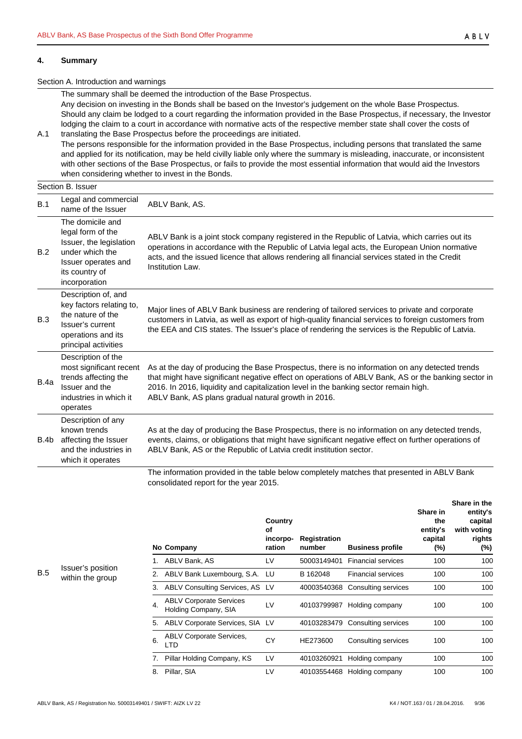## 4. Summary

Section A. Introduction and warnings

| | |
|---|---|
| A.1 | The summary shall be deemed the introduction of the Base Prospectus.<br>Any decision on investing in the Bonds shall be based on the Investor's judgement on the whole Base Prospectus.<br>Should any claim be lodged to a court regarding the information provided in the Base Prospectus, if necessary, the Investor lodging the claim to a court in accordance with normative acts of the respective member state shall cover the costs of translating the Base Prospectus before the proceedings are initiated.<br>The persons responsible for the information provided in the Base Prospectus, including persons that translated the same and applied for its notification, may be held civilly liable only where the summary is misleading, inaccurate, or inconsistent with other sections of the Base Prospectus, or fails to provide the most essential information that would aid the Investors when considering whether to invest in the Bonds. |

Section B. Issuer

| | | |
|---|---|---|
| B.1 | Legal and commercial name of the Issuer | ABLV Bank, AS. |
| B.2 | The domicile and legal form of the Issuer, the legislation under which the Issuer operates and its country of incorporation | ABLV Bank is a joint stock company registered in the Republic of Latvia, which carries out its operations in accordance with the Republic of Latvia legal acts, the European Union normative acts, and the issued licence that allows rendering all financial services stated in the Credit Institution Law. |
| B.3 | Description of, and key factors relating to, the nature of the Issuer's current operations and its principal activities | Major lines of ABLV Bank business are rendering of tailored services to private and corporate customers in Latvia, as well as export of high-quality financial services to foreign customers from the EEA and CIS states. The Issuer's place of rendering the services is the Republic of Latvia. |
| B.4a | Description of the most significant recent trends affecting the Issuer and the industries in which it operates | As at the day of producing the Base Prospectus, there is no information on any detected trends that might have significant negative effect on operations of ABLV Bank, AS or the banking sector in 2016. In 2016, liquidity and capitalization level in the banking sector remain high.<br>ABLV Bank, AS plans gradual natural growth in 2016. |
| B.4b | Description of any known trends affecting the Issuer and the industries in which it operates | As at the day of producing the Base Prospectus, there is no information on any detected trends, events, claims, or obligations that might have significant negative effect on further operations of ABLV Bank, AS or the Republic of Latvia credit institution sector. |
| B.5 | Issuer's position within the group | The information provided in the table below completely matches that presented in ABLV Bank consolidated report for the year 2015. |

| No | Company | Country of incorporation | Registration number | Business profile | Share in the entity's capital (%) | Share in the entity's capital with voting rights (%) |
|---|---|---|---|---|---|---|
| 1. | ABLV Bank, AS | LV | 50003149401 | Financial services | 100 | 100 |
| 2. | ABLV Bank Luxembourg, S.A. | LU | B 162048 | Financial services | 100 | 100 |
| 3. | ABLV Consulting Services, AS | LV | 40003540368 | Consulting services | 100 | 100 |
| 4. | ABLV Corporate Services Holding Company, SIA | LV | 40103799987 | Holding company | 100 | 100 |
| 5. | ABLV Corporate Services, SIA | LV | 40103283479 | Consulting services | 100 | 100 |
| 6. | ABLV Corporate Services, LTD | CY | HE273600 | Consulting services | 100 | 100 |
| 7. | Pillar Holding Company, KS | LV | 40103260921 | Holding company | 100 | 100 |
| 8. | Pillar, SIA | LV | 40103554468 | Holding company | 100 | 100 |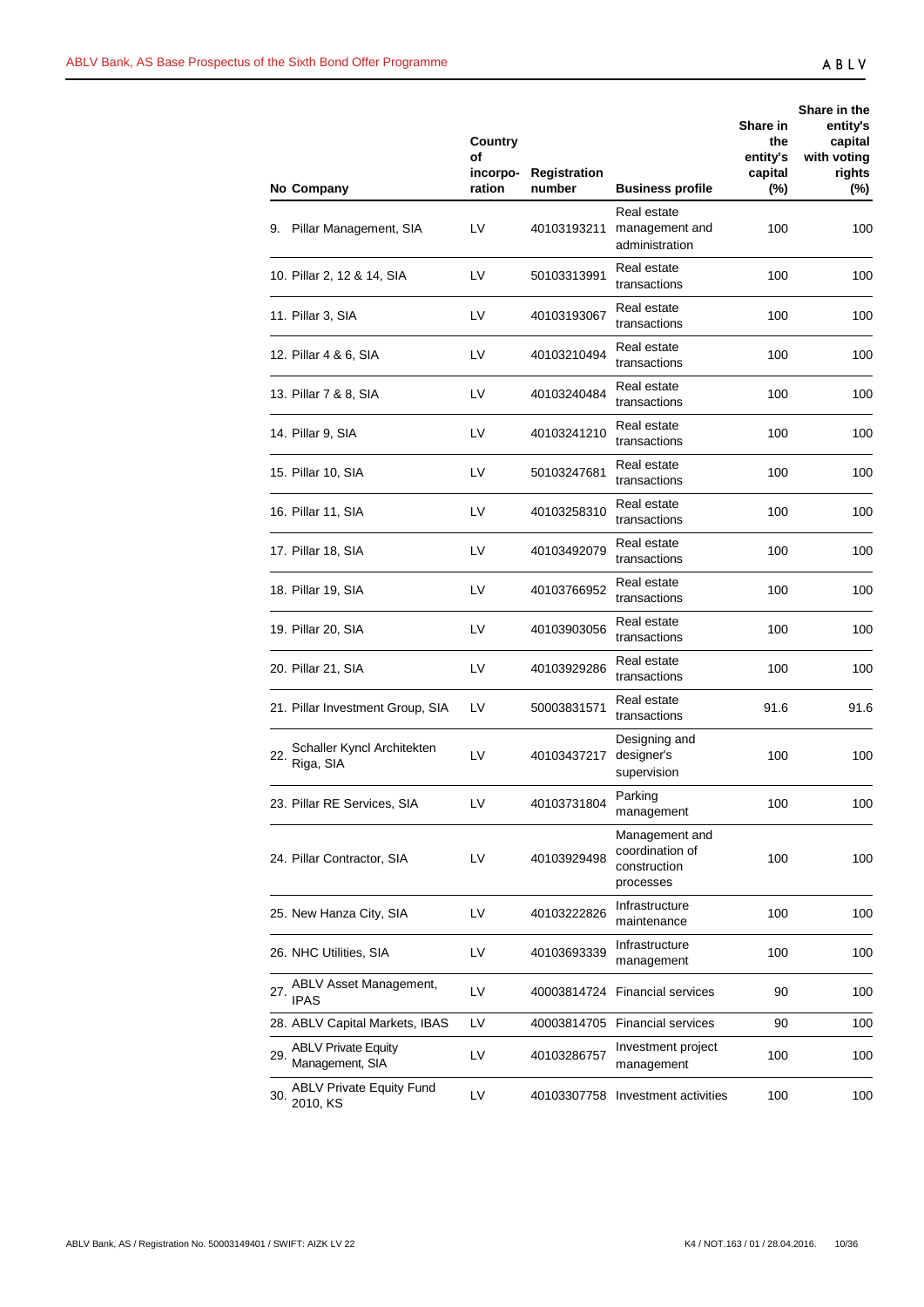| No | Company | Country of incorpo-ration | Registration number | Business profile | Share in the entity's capital (%) | Share in the entity's capital with voting rights (%) |
|---|---|---|---|---|---|---|
| 9. | Pillar Management, SIA | LV | 40103193211 | Real estate management and administration | 100 | 100 |
| 10. | Pillar 2, 12 & 14, SIA | LV | 50103313991 | Real estate transactions | 100 | 100 |
| 11. | Pillar 3, SIA | LV | 40103193067 | Real estate transactions | 100 | 100 |
| 12. | Pillar 4 & 6, SIA | LV | 40103210494 | Real estate transactions | 100 | 100 |
| 13. | Pillar 7 & 8, SIA | LV | 40103240484 | Real estate transactions | 100 | 100 |
| 14. | Pillar 9, SIA | LV | 40103241210 | Real estate transactions | 100 | 100 |
| 15. | Pillar 10, SIA | LV | 50103247681 | Real estate transactions | 100 | 100 |
| 16. | Pillar 11, SIA | LV | 40103258310 | Real estate transactions | 100 | 100 |
| 17. | Pillar 18, SIA | LV | 40103492079 | Real estate transactions | 100 | 100 |
| 18. | Pillar 19, SIA | LV | 40103766952 | Real estate transactions | 100 | 100 |
| 19. | Pillar 20, SIA | LV | 40103903056 | Real estate transactions | 100 | 100 |
| 20. | Pillar 21, SIA | LV | 40103929286 | Real estate transactions | 100 | 100 |
| 21. | Pillar Investment Group, SIA | LV | 50003831571 | Real estate transactions | 91.6 | 91.6 |
| 22. | Schaller Kyncl Architekten Riga, SIA | LV | 40103437217 | Designing and designer's supervision | 100 | 100 |
| 23. | Pillar RE Services, SIA | LV | 40103731804 | Parking management | 100 | 100 |
| 24. | Pillar Contractor, SIA | LV | 40103929498 | Management and coordination of construction processes | 100 | 100 |
| 25. | New Hanza City, SIA | LV | 40103222826 | Infrastructure maintenance | 100 | 100 |
| 26. | NHC Utilities, SIA | LV | 40103693339 | Infrastructure management | 100 | 100 |
| 27. | ABLV Asset Management, IPAS | LV | 40003814724 | Financial services | 90 | 100 |
| 28. | ABLV Capital Markets, IBAS | LV | 40003814705 | Financial services | 90 | 100 |
| 29. | ABLV Private Equity Management, SIA | LV | 40103286757 | Investment project management | 100 | 100 |
| 30. | ABLV Private Equity Fund 2010, KS | LV | 40103307758 | Investment activities | 100 | 100 |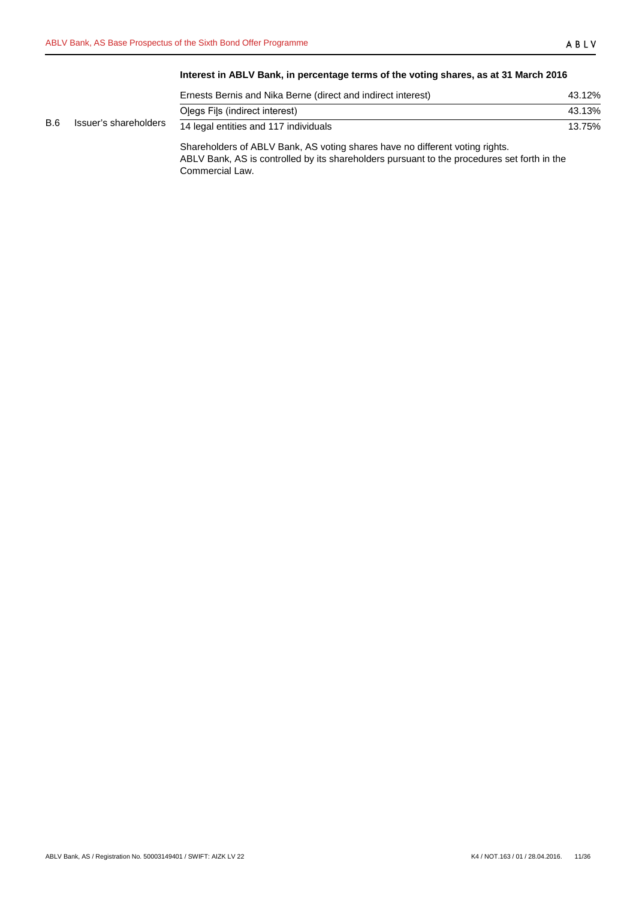| | | | |
|---|---|---|---|
| B.6 | Issuer's shareholders | **Interest in ABLV Bank, in percentage terms of the voting shares, as at 31 March 2016** | |
| | | Ernests Bernis and Nika Berne (direct and indirect interest) | 43.12% |
| | | Oļegs Fiļs (indirect interest) | 43.13% |
| | | 14 legal entities and 117 individuals | 13.75% |
| | | Shareholders of ABLV Bank, AS voting shares have no different voting rights.<br>ABLV Bank, AS is controlled by its shareholders pursuant to the procedures set forth in the Commercial Law. | |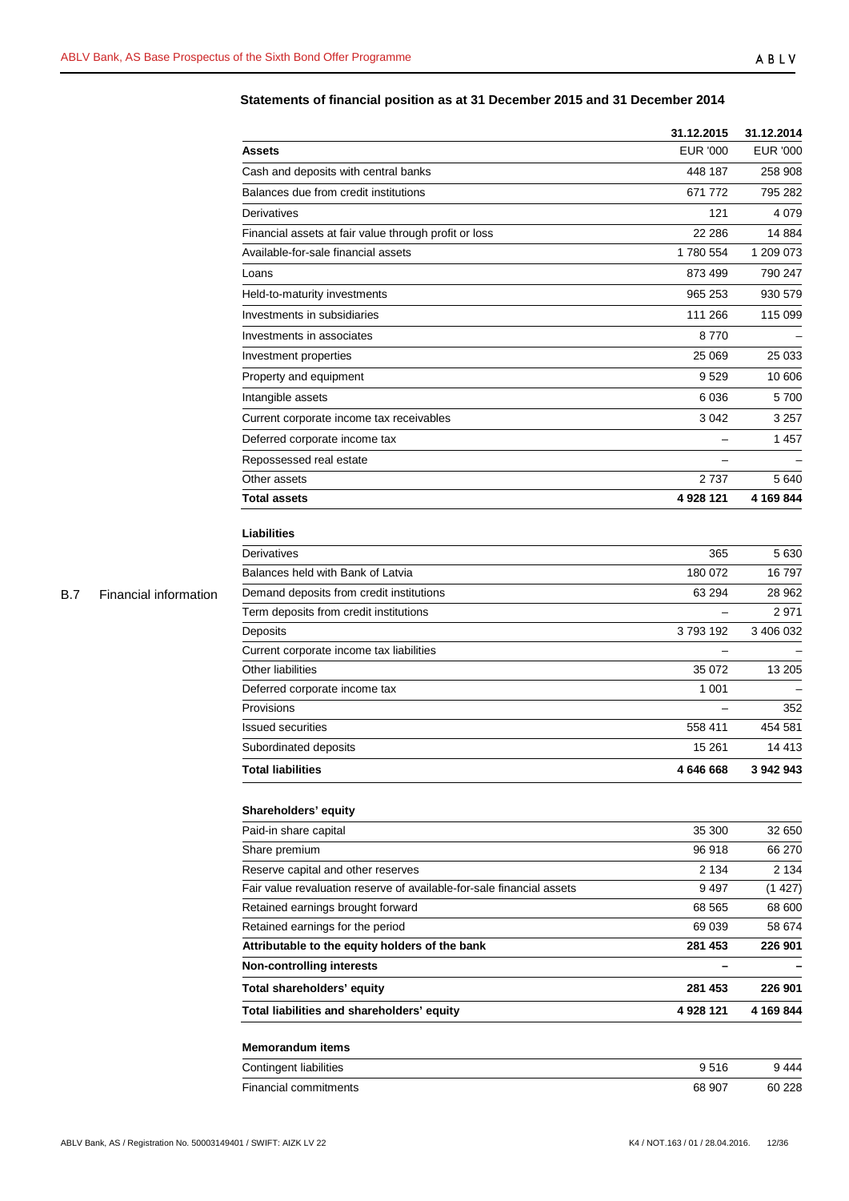B.7 Financial information

**Statements of financial position as at 31 December 2015 and 31 December 2014**

| | 31.12.2015 | 31.12.2014 |
|---|---|---|
| **Assets** | EUR '000 | EUR '000 |
| Cash and deposits with central banks | 448 187 | 258 908 |
| Balances due from credit institutions | 671 772 | 795 282 |
| Derivatives | 121 | 4 079 |
| Financial assets at fair value through profit or loss | 22 286 | 14 884 |
| Available-for-sale financial assets | 1 780 554 | 1 209 073 |
| Loans | 873 499 | 790 247 |
| Held-to-maturity investments | 965 253 | 930 579 |
| Investments in subsidiaries | 111 266 | 115 099 |
| Investments in associates | 8 770 | – |
| Investment properties | 25 069 | 25 033 |
| Property and equipment | 9 529 | 10 606 |
| Intangible assets | 6 036 | 5 700 |
| Current corporate income tax receivables | 3 042 | 3 257 |
| Deferred corporate income tax | – | 1 457 |
| Repossessed real estate | – | – |
| Other assets | 2 737 | 5 640 |
| **Total assets** | **4 928 121** | **4 169 844** |
| | | |
| **Liabilities** | | |
| Derivatives | 365 | 5 630 |
| Balances held with Bank of Latvia | 180 072 | 16 797 |
| Demand deposits from credit institutions | 63 294 | 28 962 |
| Term deposits from credit institutions | – | 2 971 |
| Deposits | 3 793 192 | 3 406 032 |
| Current corporate income tax liabilities | – | – |
| Other liabilities | 35 072 | 13 205 |
| Deferred corporate income tax | 1 001 | – |
| Provisions | – | 352 |
| Issued securities | 558 411 | 454 581 |
| Subordinated deposits | 15 261 | 14 413 |
| **Total liabilities** | **4 646 668** | **3 942 943** |
| | | |
| **Shareholders' equity** | | |
| Paid-in share capital | 35 300 | 32 650 |
| Share premium | 96 918 | 66 270 |
| Reserve capital and other reserves | 2 134 | 2 134 |
| Fair value revaluation reserve of available-for-sale financial assets | 9 497 | (1 427) |
| Retained earnings brought forward | 68 565 | 68 600 |
| Retained earnings for the period | 69 039 | 58 674 |
| **Attributable to the equity holders of the bank** | **281 453** | **226 901** |
| **Non-controlling interests** | **–** | **–** |
| **Total shareholders' equity** | **281 453** | **226 901** |
| **Total liabilities and shareholders' equity** | **4 928 121** | **4 169 844** |
| | | |
| **Memorandum items** | | |
| Contingent liabilities | 9 516 | 9 444 |
| Financial commitments | 68 907 | 60 228 |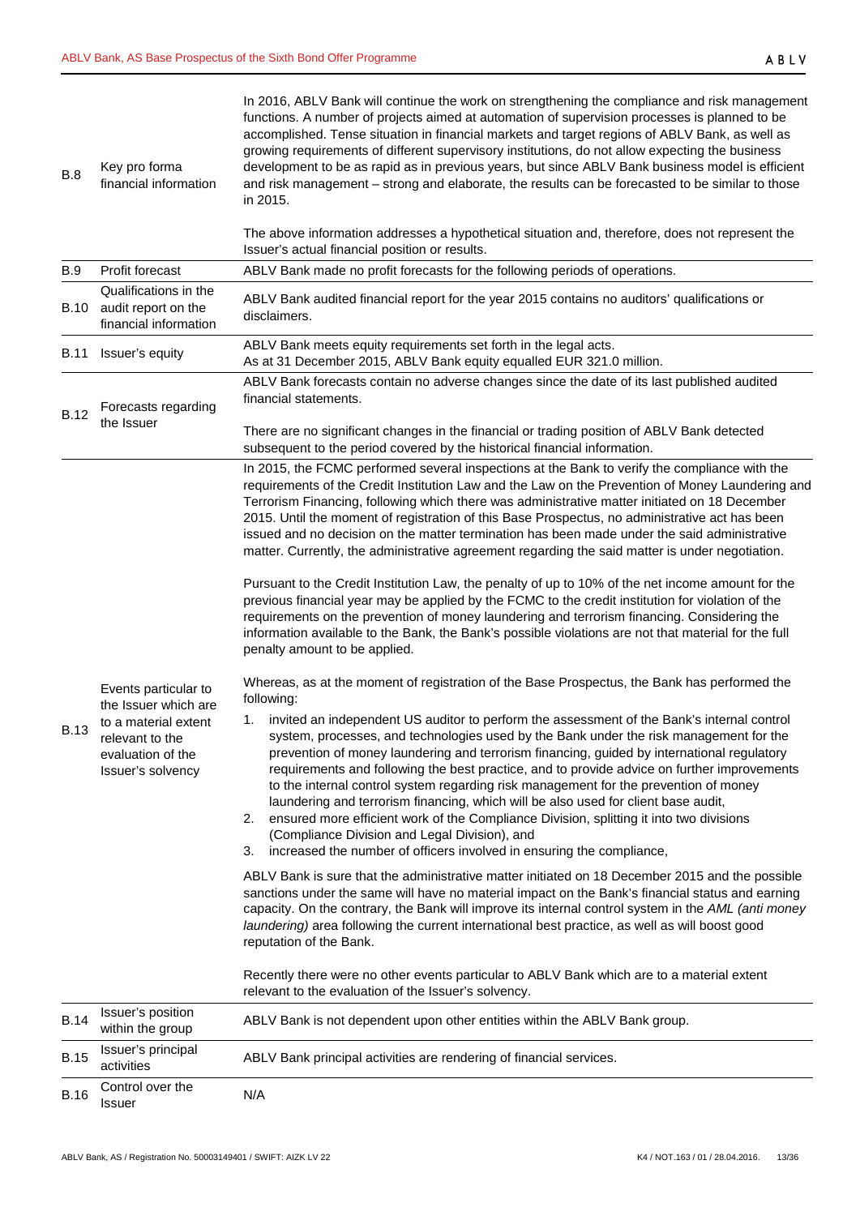| | | |
|---|---|---|
| B.8 | Key pro forma financial information | In 2016, ABLV Bank will continue the work on strengthening the compliance and risk management functions. A number of projects aimed at automation of supervision processes is planned to be accomplished. Tense situation in financial markets and target regions of ABLV Bank, as well as growing requirements of different supervisory institutions, do not allow expecting the business development to be as rapid as in previous years, but since ABLV Bank business model is efficient and risk management – strong and elaborate, the results can be forecasted to be similar to those in 2015.<br><br>The above information addresses a hypothetical situation and, therefore, does not represent the Issuer's actual financial position or results. |
| B.9 | Profit forecast | ABLV Bank made no profit forecasts for the following periods of operations. |
| B.10 | Qualifications in the audit report on the financial information | ABLV Bank audited financial report for the year 2015 contains no auditors' qualifications or disclaimers. |
| B.11 | Issuer's equity | ABLV Bank meets equity requirements set forth in the legal acts.<br>As at 31 December 2015, ABLV Bank equity equalled EUR 321.0 million. |
| B.12 | Forecasts regarding the Issuer | ABLV Bank forecasts contain no adverse changes since the date of its last published audited financial statements.<br><br>There are no significant changes in the financial or trading position of ABLV Bank detected subsequent to the period covered by the historical financial information. |
| B.13 | Events particular to the Issuer which are to a material extent relevant to the evaluation of the Issuer's solvency | In 2015, the FCMC performed several inspections at the Bank to verify the compliance with the requirements of the Credit Institution Law and the Law on the Prevention of Money Laundering and Terrorism Financing, following which there was administrative matter initiated on 18 December 2015. Until the moment of registration of this Base Prospectus, no administrative act has been issued and no decision on the matter termination has been made under the said administrative matter. Currently, the administrative agreement regarding the said matter is under negotiation.<br><br>Pursuant to the Credit Institution Law, the penalty of up to 10% of the net income amount for the previous financial year may be applied by the FCMC to the credit institution for violation of the requirements on the prevention of money laundering and terrorism financing. Considering the information available to the Bank, the Bank's possible violations are not that material for the full penalty amount to be applied.<br><br>Whereas, as at the moment of registration of the Base Prospectus, the Bank has performed the following:<br>1. invited an independent US auditor to perform the assessment of the Bank's internal control system, processes, and technologies used by the Bank under the risk management for the prevention of money laundering and terrorism financing, guided by international regulatory requirements and following the best practice, and to provide advice on further improvements to the internal control system regarding risk management for the prevention of money laundering and terrorism financing, which will be also used for client base audit,<br>2. ensured more efficient work of the Compliance Division, splitting it into two divisions (Compliance Division and Legal Division), and<br>3. increased the number of officers involved in ensuring the compliance,<br><br>ABLV Bank is sure that the administrative matter initiated on 18 December 2015 and the possible sanctions under the same will have no material impact on the Bank's financial status and earning capacity. On the contrary, the Bank will improve its internal control system in the *AML (anti money laundering)* area following the current international best practice, as well as will boost good reputation of the Bank.<br><br>Recently there were no other events particular to ABLV Bank which are to a material extent relevant to the evaluation of the Issuer's solvency. |
| B.14 | Issuer's position within the group | ABLV Bank is not dependent upon other entities within the ABLV Bank group. |
| B.15 | Issuer's principal activities | ABLV Bank principal activities are rendering of financial services. |
| B.16 | Control over the Issuer | N/A |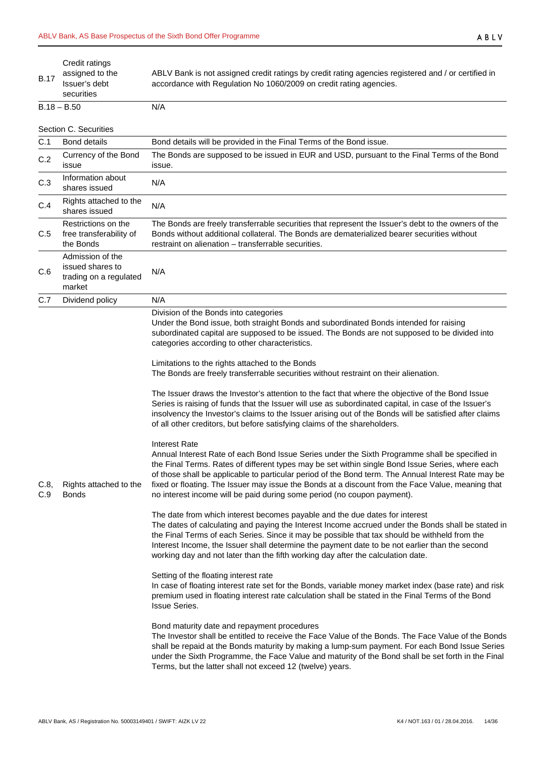| | | |
|---|---|---|
| B.17 | Credit ratings assigned to the Issuer's debt securities | ABLV Bank is not assigned credit ratings by credit rating agencies registered and / or certified in accordance with Regulation No 1060/2009 on credit rating agencies. |
| B.18 – B.50 | | N/A |

Section C. Securities

| | | |
|---|---|---|
| C.1 | Bond details | Bond details will be provided in the Final Terms of the Bond issue. |
| C.2 | Currency of the Bond issue | The Bonds are supposed to be issued in EUR and USD, pursuant to the Final Terms of the Bond issue. |
| C.3 | Information about shares issued | N/A |
| C.4 | Rights attached to the shares issued | N/A |
| C.5 | Restrictions on the free transferability of the Bonds | The Bonds are freely transferrable securities that represent the Issuer's debt to the owners of the Bonds without additional collateral. The Bonds are dematerialized bearer securities without restraint on alienation – transferrable securities. |
| C.6 | Admission of the issued shares to trading on a regulated market | N/A |
| C.7 | Dividend policy | N/A |
| C.8, C.9 | Rights attached to the Bonds | Division of the Bonds into categories<br>Under the Bond issue, both straight Bonds and subordinated Bonds intended for raising subordinated capital are supposed to be issued. The Bonds are not supposed to be divided into categories according to other characteristics.<br><br>Limitations to the rights attached to the Bonds<br>The Bonds are freely transferrable securities without restraint on their alienation.<br><br>The Issuer draws the Investor's attention to the fact that where the objective of the Bond Issue Series is raising of funds that the Issuer will use as subordinated capital, in case of the Issuer's insolvency the Investor's claims to the Issuer arising out of the Bonds will be satisfied after claims of all other creditors, but before satisfying claims of the shareholders.<br><br>Interest Rate<br>Annual Interest Rate of each Bond Issue Series under the Sixth Programme shall be specified in the Final Terms. Rates of different types may be set within single Bond Issue Series, where each of those shall be applicable to particular period of the Bond term. The Annual Interest Rate may be fixed or floating. The Issuer may issue the Bonds at a discount from the Face Value, meaning that no interest income will be paid during some period (no coupon payment).<br><br>The date from which interest becomes payable and the due dates for interest<br>The dates of calculating and paying the Interest Income accrued under the Bonds shall be stated in the Final Terms of each Series. Since it may be possible that tax should be withheld from the Interest Income, the Issuer shall determine the payment date to be not earlier than the second working day and not later than the fifth working day after the calculation date.<br><br>Setting of the floating interest rate<br>In case of floating interest rate set for the Bonds, variable money market index (base rate) and risk premium used in floating interest rate calculation shall be stated in the Final Terms of the Bond Issue Series.<br><br>Bond maturity date and repayment procedures<br>The Investor shall be entitled to receive the Face Value of the Bonds. The Face Value of the Bonds shall be repaid at the Bonds maturity by making a lump-sum payment. For each Bond Issue Series under the Sixth Programme, the Face Value and maturity of the Bond shall be set forth in the Final Terms, but the latter shall not exceed 12 (twelve) years. |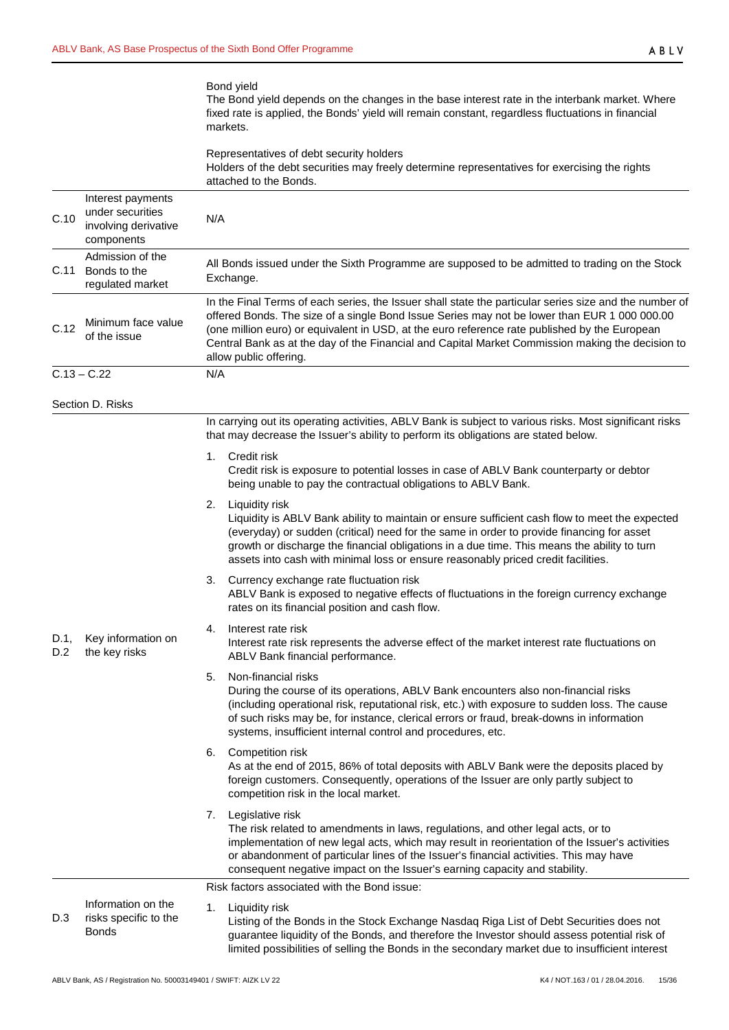| | | |
|---|---|---|
| | | Bond yield<br>The Bond yield depends on the changes in the base interest rate in the interbank market. Where fixed rate is applied, the Bonds' yield will remain constant, regardless fluctuations in financial markets.<br><br>Representatives of debt security holders<br>Holders of the debt securities may freely determine representatives for exercising the rights attached to the Bonds. |
| C.10 | Interest payments under securities involving derivative components | N/A |
| C.11 | Admission of the Bonds to the regulated market | All Bonds issued under the Sixth Programme are supposed to be admitted to trading on the Stock Exchange. |
| C.12 | Minimum face value of the issue | In the Final Terms of each series, the Issuer shall state the particular series size and the number of offered Bonds. The size of a single Bond Issue Series may not be lower than EUR 1 000 000.00 (one million euro) or equivalent in USD, at the euro reference rate published by the European Central Bank as at the day of the Financial and Capital Market Commission making the decision to allow public offering. |
| C.13 – C.22 | | N/A |

Section D. Risks

| | | |
|---|---|---|
| D.1, D.2 | Key information on the key risks | In carrying out its operating activities, ABLV Bank is subject to various risks. Most significant risks that may decrease the Issuer's ability to perform its obligations are stated below.<br><br>1. Credit risk<br>Credit risk is exposure to potential losses in case of ABLV Bank counterparty or debtor being unable to pay the contractual obligations to ABLV Bank.<br><br>2. Liquidity risk<br>Liquidity is ABLV Bank ability to maintain or ensure sufficient cash flow to meet the expected (everyday) or sudden (critical) need for the same in order to provide financing for asset growth or discharge the financial obligations in a due time. This means the ability to turn assets into cash with minimal loss or ensure reasonably priced credit facilities.<br><br>3. Currency exchange rate fluctuation risk<br>ABLV Bank is exposed to negative effects of fluctuations in the foreign currency exchange rates on its financial position and cash flow.<br><br>4. Interest rate risk<br>Interest rate risk represents the adverse effect of the market interest rate fluctuations on ABLV Bank financial performance.<br><br>5. Non-financial risks<br>During the course of its operations, ABLV Bank encounters also non-financial risks (including operational risk, reputational risk, etc.) with exposure to sudden loss. The cause of such risks may be, for instance, clerical errors or fraud, break-downs in information systems, insufficient internal control and procedures, etc.<br><br>6. Competition risk<br>As at the end of 2015, 86% of total deposits with ABLV Bank were the deposits placed by foreign customers. Consequently, operations of the Issuer are only partly subject to competition risk in the local market.<br><br>7. Legislative risk<br>The risk related to amendments in laws, regulations, and other legal acts, or to implementation of new legal acts, which may result in reorientation of the Issuer's activities or abandonment of particular lines of the Issuer's financial activities. This may have consequent negative impact on the Issuer's earning capacity and stability. |
| D.3 | Information on the risks specific to the Bonds | Risk factors associated with the Bond issue:<br><br>1. Liquidity risk<br>Listing of the Bonds in the Stock Exchange Nasdaq Riga List of Debt Securities does not guarantee liquidity of the Bonds, and therefore the Investor should assess potential risk of limited possibilities of selling the Bonds in the secondary market due to insufficient interest |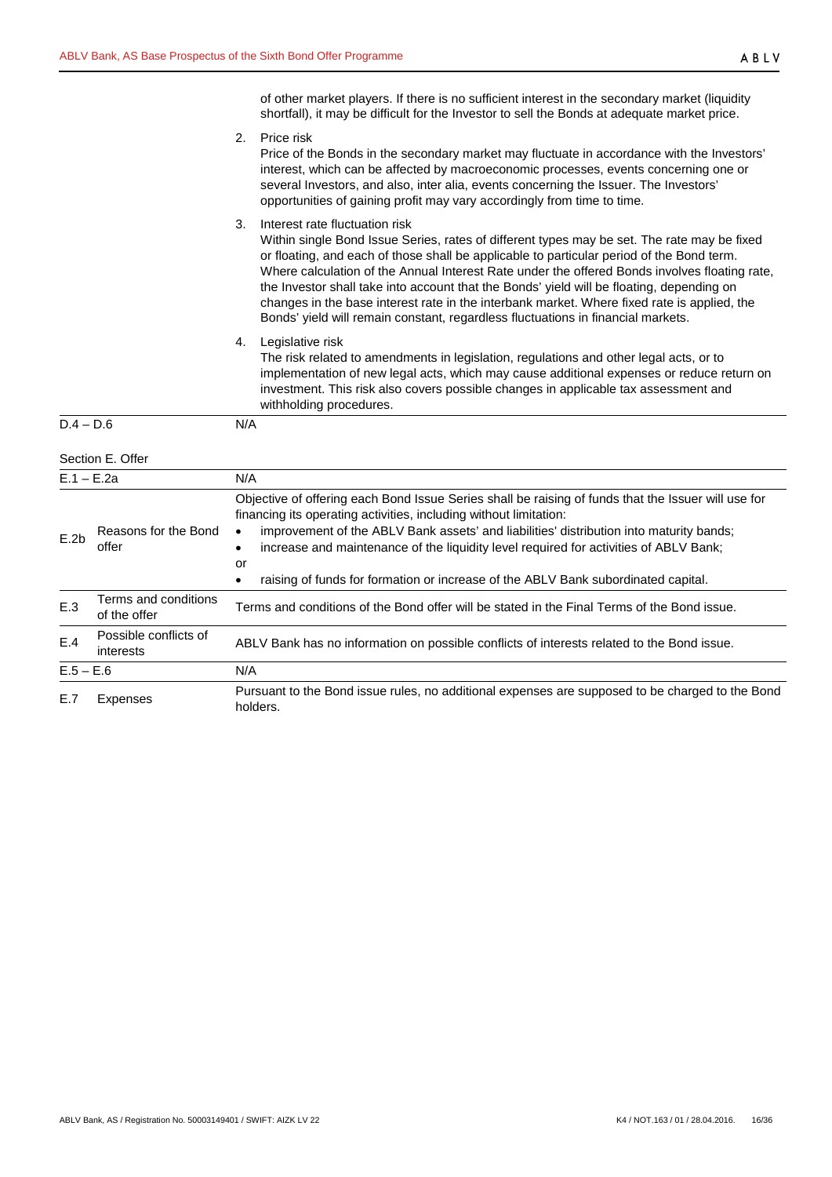| | |
|---|---|
| | of other market players. If there is no sufficient interest in the secondary market (liquidity shortfall), it may be difficult for the Investor to sell the Bonds at adequate market price.<br>2. Price risk<br>Price of the Bonds in the secondary market may fluctuate in accordance with the Investors' interest, which can be affected by macroeconomic processes, events concerning one or several Investors, and also, inter alia, events concerning the Issuer. The Investors' opportunities of gaining profit may vary accordingly from time to time.<br>3. Interest rate fluctuation risk<br>Within single Bond Issue Series, rates of different types may be set. The rate may be fixed or floating, and each of those shall be applicable to particular period of the Bond term. Where calculation of the Annual Interest Rate under the offered Bonds involves floating rate, the Investor shall take into account that the Bonds' yield will be floating, depending on changes in the base interest rate in the interbank market. Where fixed rate is applied, the Bonds' yield will remain constant, regardless fluctuations in financial markets.<br>4. Legislative risk<br>The risk related to amendments in legislation, regulations and other legal acts, or to implementation of new legal acts, which may cause additional expenses or reduce return on investment. This risk also covers possible changes in applicable tax assessment and withholding procedures. |
| D.4 – D.6 | N/A |

Section E. Offer

| | | |
|---|---|---|
| E.1 – E.2a | | N/A |
| E.2b | Reasons for the Bond offer | Objective of offering each Bond Issue Series shall be raising of funds that the Issuer will use for financing its operating activities, including without limitation:<br>• improvement of the ABLV Bank assets' and liabilities' distribution into maturity bands;<br>• increase and maintenance of the liquidity level required for activities of ABLV Bank;<br>or<br>• raising of funds for formation or increase of the ABLV Bank subordinated capital. |
| E.3 | Terms and conditions of the offer | Terms and conditions of the Bond offer will be stated in the Final Terms of the Bond issue. |
| E.4 | Possible conflicts of interests | ABLV Bank has no information on possible conflicts of interests related to the Bond issue. |
| E.5 – E.6 | | N/A |
| E.7 | Expenses | Pursuant to the Bond issue rules, no additional expenses are supposed to be charged to the Bond holders. |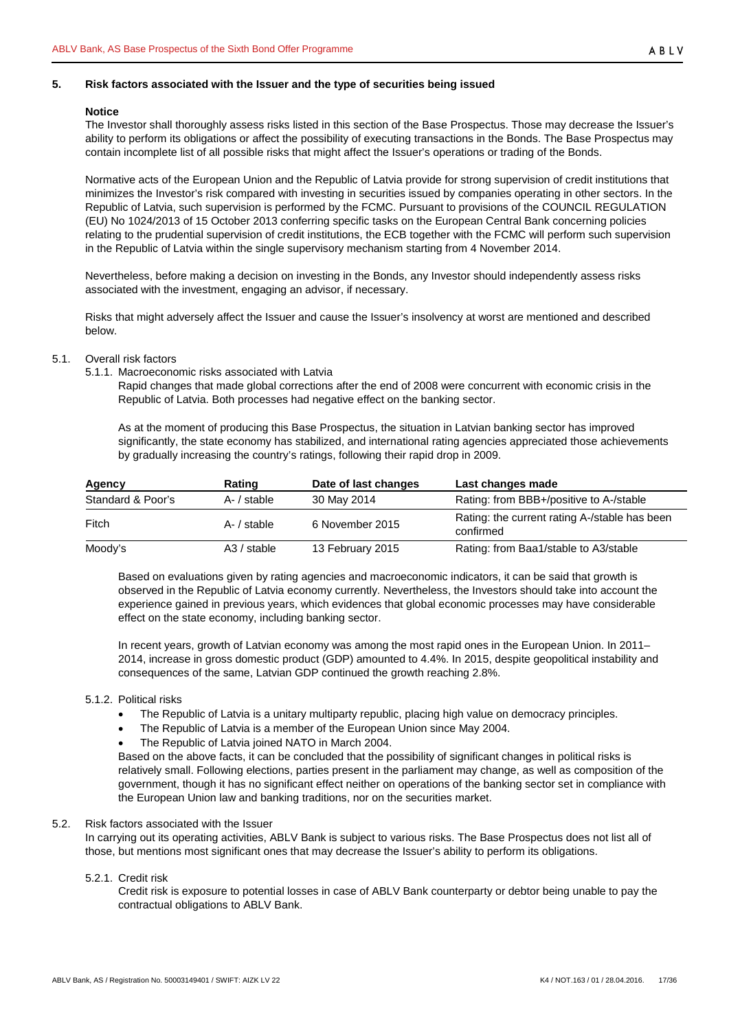## 5. Risk factors associated with the Issuer and the type of securities being issued

**Notice**

The Investor shall thoroughly assess risks listed in this section of the Base Prospectus. Those may decrease the Issuer's ability to perform its obligations or affect the possibility of executing transactions in the Bonds. The Base Prospectus may contain incomplete list of all possible risks that might affect the Issuer's operations or trading of the Bonds.

Normative acts of the European Union and the Republic of Latvia provide for strong supervision of credit institutions that minimizes the Investor's risk compared with investing in securities issued by companies operating in other sectors. In the Republic of Latvia, such supervision is performed by the FCMC. Pursuant to provisions of the COUNCIL REGULATION (EU) No 1024/2013 of 15 October 2013 conferring specific tasks on the European Central Bank concerning policies relating to the prudential supervision of credit institutions, the ECB together with the FCMC will perform such supervision in the Republic of Latvia within the single supervisory mechanism starting from 4 November 2014.

Nevertheless, before making a decision on investing in the Bonds, any Investor should independently assess risks associated with the investment, engaging an advisor, if necessary.

Risks that might adversely affect the Issuer and cause the Issuer's insolvency at worst are mentioned and described below.

### 5.1. Overall risk factors

#### 5.1.1. Macroeconomic risks associated with Latvia

Rapid changes that made global corrections after the end of 2008 were concurrent with economic crisis in the Republic of Latvia. Both processes had negative effect on the banking sector.

As at the moment of producing this Base Prospectus, the situation in Latvian banking sector has improved significantly, the state economy has stabilized, and international rating agencies appreciated those achievements by gradually increasing the country's ratings, following their rapid drop in 2009.

| Agency | Rating | Date of last changes | Last changes made |
|---|---|---|---|
| Standard & Poor's | A- / stable | 30 May 2014 | Rating: from BBB+/positive to A-/stable |
| Fitch | A- / stable | 6 November 2015 | Rating: the current rating A-/stable has been confirmed |
| Moody's | A3 / stable | 13 February 2015 | Rating: from Baa1/stable to A3/stable |

Based on evaluations given by rating agencies and macroeconomic indicators, it can be said that growth is observed in the Republic of Latvia economy currently. Nevertheless, the Investors should take into account the experience gained in previous years, which evidences that global economic processes may have considerable effect on the state economy, including banking sector.

In recent years, growth of Latvian economy was among the most rapid ones in the European Union. In 2011–2014, increase in gross domestic product (GDP) amounted to 4.4%. In 2015, despite geopolitical instability and consequences of the same, Latvian GDP continued the growth reaching 2.8%.

#### 5.1.2. Political risks

- The Republic of Latvia is a unitary multiparty republic, placing high value on democracy principles.
- The Republic of Latvia is a member of the European Union since May 2004.
- The Republic of Latvia joined NATO in March 2004.

Based on the above facts, it can be concluded that the possibility of significant changes in political risks is relatively small. Following elections, parties present in the parliament may change, as well as composition of the government, though it has no significant effect neither on operations of the banking sector set in compliance with the European Union law and banking traditions, nor on the securities market.

### 5.2. Risk factors associated with the Issuer

In carrying out its operating activities, ABLV Bank is subject to various risks. The Base Prospectus does not list all of those, but mentions most significant ones that may decrease the Issuer's ability to perform its obligations.

#### 5.2.1. Credit risk

Credit risk is exposure to potential losses in case of ABLV Bank counterparty or debtor being unable to pay the contractual obligations to ABLV Bank.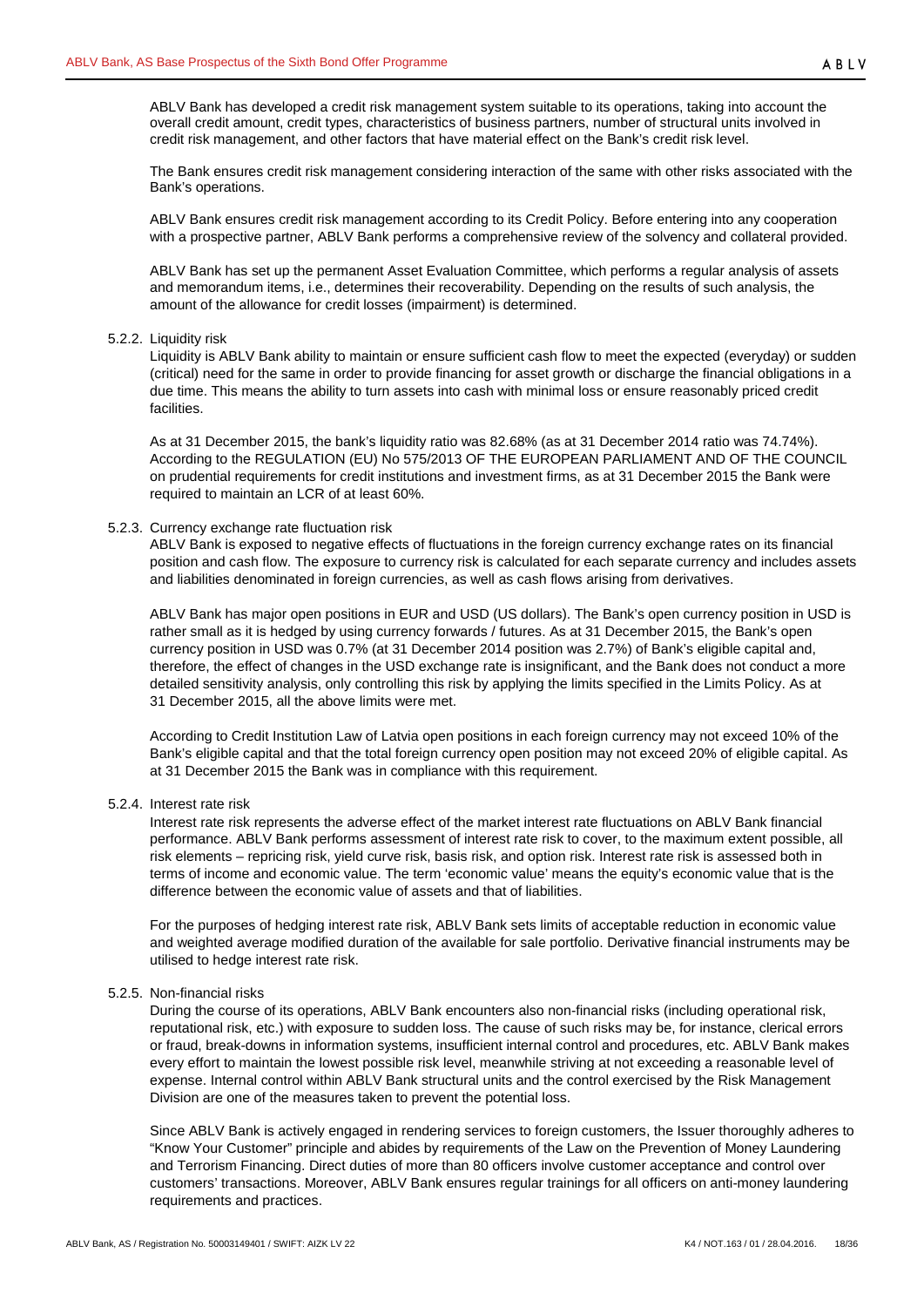ABLV Bank has developed a credit risk management system suitable to its operations, taking into account the overall credit amount, credit types, characteristics of business partners, number of structural units involved in credit risk management, and other factors that have material effect on the Bank's credit risk level.

The Bank ensures credit risk management considering interaction of the same with other risks associated with the Bank's operations.

ABLV Bank ensures credit risk management according to its Credit Policy. Before entering into any cooperation with a prospective partner, ABLV Bank performs a comprehensive review of the solvency and collateral provided.

ABLV Bank has set up the permanent Asset Evaluation Committee, which performs a regular analysis of assets and memorandum items, i.e., determines their recoverability. Depending on the results of such analysis, the amount of the allowance for credit losses (impairment) is determined.

#### 5.2.2. Liquidity risk

Liquidity is ABLV Bank ability to maintain or ensure sufficient cash flow to meet the expected (everyday) or sudden (critical) need for the same in order to provide financing for asset growth or discharge the financial obligations in a due time. This means the ability to turn assets into cash with minimal loss or ensure reasonably priced credit facilities.

As at 31 December 2015, the bank's liquidity ratio was 82.68% (as at 31 December 2014 ratio was 74.74%). According to the REGULATION (EU) No 575/2013 OF THE EUROPEAN PARLIAMENT AND OF THE COUNCIL on prudential requirements for credit institutions and investment firms, as at 31 December 2015 the Bank were required to maintain an LCR of at least 60%.

#### 5.2.3. Currency exchange rate fluctuation risk

ABLV Bank is exposed to negative effects of fluctuations in the foreign currency exchange rates on its financial position and cash flow. The exposure to currency risk is calculated for each separate currency and includes assets and liabilities denominated in foreign currencies, as well as cash flows arising from derivatives.

ABLV Bank has major open positions in EUR and USD (US dollars). The Bank's open currency position in USD is rather small as it is hedged by using currency forwards / futures. As at 31 December 2015, the Bank's open currency position in USD was 0.7% (at 31 December 2014 position was 2.7%) of Bank's eligible capital and, therefore, the effect of changes in the USD exchange rate is insignificant, and the Bank does not conduct a more detailed sensitivity analysis, only controlling this risk by applying the limits specified in the Limits Policy. As at 31 December 2015, all the above limits were met.

According to Credit Institution Law of Latvia open positions in each foreign currency may not exceed 10% of the Bank's eligible capital and that the total foreign currency open position may not exceed 20% of eligible capital. As at 31 December 2015 the Bank was in compliance with this requirement.

#### 5.2.4. Interest rate risk

Interest rate risk represents the adverse effect of the market interest rate fluctuations on ABLV Bank financial performance. ABLV Bank performs assessment of interest rate risk to cover, to the maximum extent possible, all risk elements – repricing risk, yield curve risk, basis risk, and option risk. Interest rate risk is assessed both in terms of income and economic value. The term 'economic value' means the equity's economic value that is the difference between the economic value of assets and that of liabilities.

For the purposes of hedging interest rate risk, ABLV Bank sets limits of acceptable reduction in economic value and weighted average modified duration of the available for sale portfolio. Derivative financial instruments may be utilised to hedge interest rate risk.

#### 5.2.5. Non-financial risks

During the course of its operations, ABLV Bank encounters also non-financial risks (including operational risk, reputational risk, etc.) with exposure to sudden loss. The cause of such risks may be, for instance, clerical errors or fraud, break-downs in information systems, insufficient internal control and procedures, etc. ABLV Bank makes every effort to maintain the lowest possible risk level, meanwhile striving at not exceeding a reasonable level of expense. Internal control within ABLV Bank structural units and the control exercised by the Risk Management Division are one of the measures taken to prevent the potential loss.

Since ABLV Bank is actively engaged in rendering services to foreign customers, the Issuer thoroughly adheres to "Know Your Customer" principle and abides by requirements of the Law on the Prevention of Money Laundering and Terrorism Financing. Direct duties of more than 80 officers involve customer acceptance and control over customers' transactions. Moreover, ABLV Bank ensures regular trainings for all officers on anti-money laundering requirements and practices.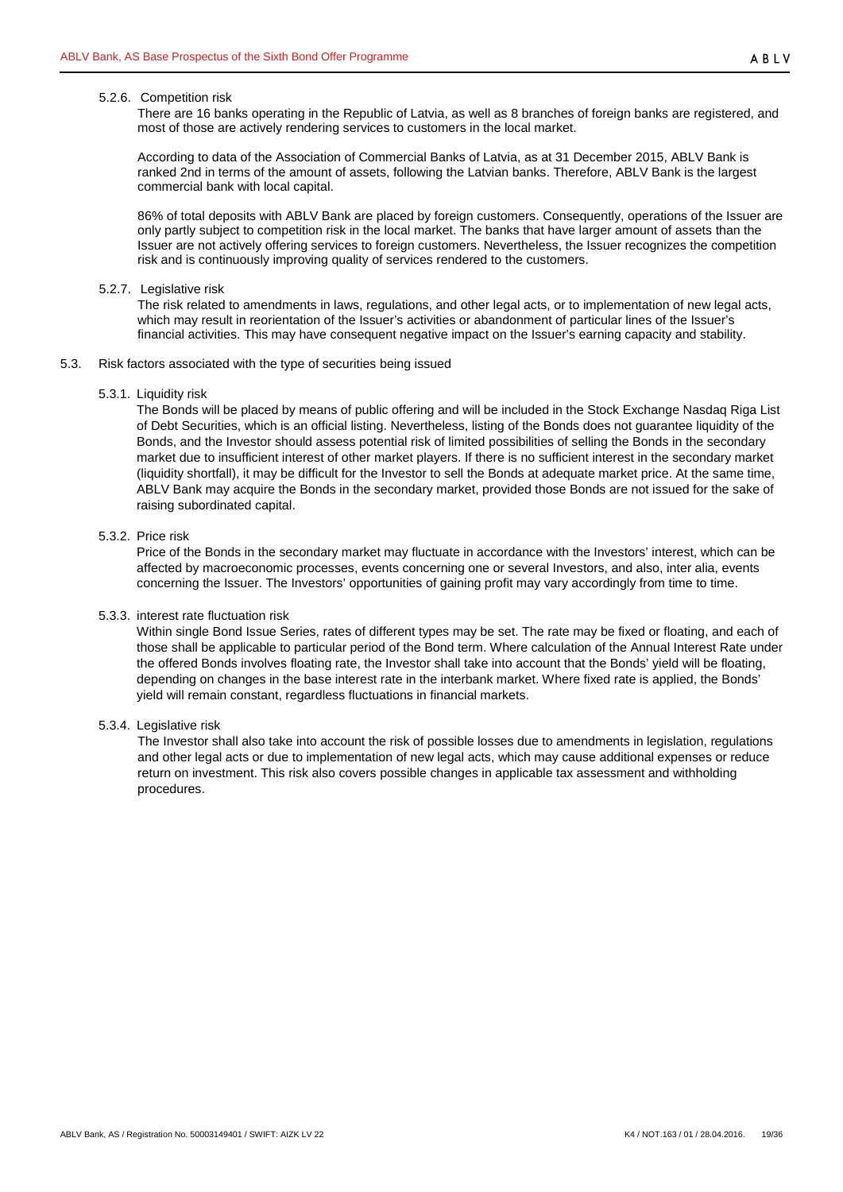#### 5.2.6. Competition risk

There are 16 banks operating in the Republic of Latvia, as well as 8 branches of foreign banks are registered, and most of those are actively rendering services to customers in the local market.

According to data of the Association of Commercial Banks of Latvia, as at 31 December 2015, ABLV Bank is ranked 2nd in terms of the amount of assets, following the Latvian banks. Therefore, ABLV Bank is the largest commercial bank with local capital.

86% of total deposits with ABLV Bank are placed by foreign customers. Consequently, operations of the Issuer are only partly subject to competition risk in the local market. The banks that have larger amount of assets than the Issuer are not actively offering services to foreign customers. Nevertheless, the Issuer recognizes the competition risk and is continuously improving quality of services rendered to the customers.

#### 5.2.7. Legislative risk

The risk related to amendments in laws, regulations, and other legal acts, or to implementation of new legal acts, which may result in reorientation of the Issuer's activities or abandonment of particular lines of the Issuer's financial activities. This may have consequent negative impact on the Issuer's earning capacity and stability.

### 5.3. Risk factors associated with the type of securities being issued

#### 5.3.1. Liquidity risk

The Bonds will be placed by means of public offering and will be included in the Stock Exchange Nasdaq Riga List of Debt Securities, which is an official listing. Nevertheless, listing of the Bonds does not guarantee liquidity of the Bonds, and the Investor should assess potential risk of limited possibilities of selling the Bonds in the secondary market due to insufficient interest of other market players. If there is no sufficient interest in the secondary market (liquidity shortfall), it may be difficult for the Investor to sell the Bonds at adequate market price. At the same time, ABLV Bank may acquire the Bonds in the secondary market, provided those Bonds are not issued for the sake of raising subordinated capital.

#### 5.3.2. Price risk

Price of the Bonds in the secondary market may fluctuate in accordance with the Investors' interest, which can be affected by macroeconomic processes, events concerning one or several Investors, and also, inter alia, events concerning the Issuer. The Investors' opportunities of gaining profit may vary accordingly from time to time.

#### 5.3.3. interest rate fluctuation risk

Within single Bond Issue Series, rates of different types may be set. The rate may be fixed or floating, and each of those shall be applicable to particular period of the Bond term. Where calculation of the Annual Interest Rate under the offered Bonds involves floating rate, the Investor shall take into account that the Bonds' yield will be floating, depending on changes in the base interest rate in the interbank market. Where fixed rate is applied, the Bonds' yield will remain constant, regardless fluctuations in financial markets.

#### 5.3.4. Legislative risk

The Investor shall also take into account the risk of possible losses due to amendments in legislation, regulations and other legal acts or due to implementation of new legal acts, which may cause additional expenses or reduce return on investment. This risk also covers possible changes in applicable tax assessment and withholding procedures.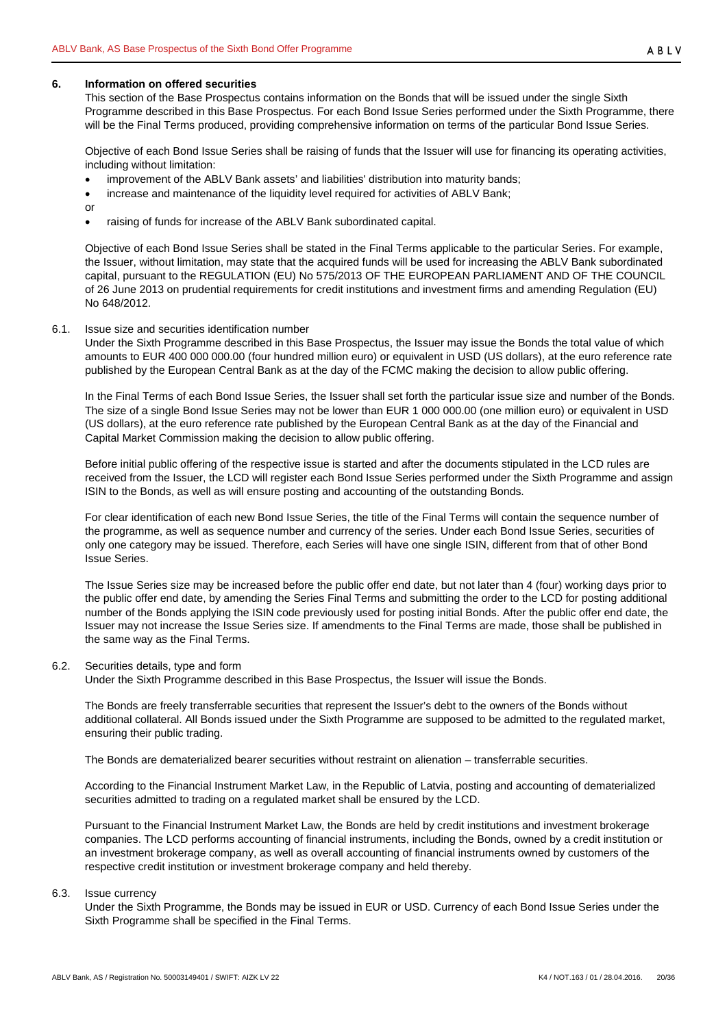## 6. Information on offered securities

This section of the Base Prospectus contains information on the Bonds that will be issued under the single Sixth Programme described in this Base Prospectus. For each Bond Issue Series performed under the Sixth Programme, there will be the Final Terms produced, providing comprehensive information on terms of the particular Bond Issue Series.

Objective of each Bond Issue Series shall be raising of funds that the Issuer will use for financing its operating activities, including without limitation:

- improvement of the ABLV Bank assets' and liabilities' distribution into maturity bands;
- increase and maintenance of the liquidity level required for activities of ABLV Bank;

or

- raising of funds for increase of the ABLV Bank subordinated capital.

Objective of each Bond Issue Series shall be stated in the Final Terms applicable to the particular Series. For example, the Issuer, without limitation, may state that the acquired funds will be used for increasing the ABLV Bank subordinated capital, pursuant to the REGULATION (EU) No 575/2013 OF THE EUROPEAN PARLIAMENT AND OF THE COUNCIL of 26 June 2013 on prudential requirements for credit institutions and investment firms and amending Regulation (EU) No 648/2012.

### 6.1. Issue size and securities identification number

Under the Sixth Programme described in this Base Prospectus, the Issuer may issue the Bonds the total value of which amounts to EUR 400 000 000.00 (four hundred million euro) or equivalent in USD (US dollars), at the euro reference rate published by the European Central Bank as at the day of the FCMC making the decision to allow public offering.

In the Final Terms of each Bond Issue Series, the Issuer shall set forth the particular issue size and number of the Bonds. The size of a single Bond Issue Series may not be lower than EUR 1 000 000.00 (one million euro) or equivalent in USD (US dollars), at the euro reference rate published by the European Central Bank as at the day of the Financial and Capital Market Commission making the decision to allow public offering.

Before initial public offering of the respective issue is started and after the documents stipulated in the LCD rules are received from the Issuer, the LCD will register each Bond Issue Series performed under the Sixth Programme and assign ISIN to the Bonds, as well as will ensure posting and accounting of the outstanding Bonds.

For clear identification of each new Bond Issue Series, the title of the Final Terms will contain the sequence number of the programme, as well as sequence number and currency of the series. Under each Bond Issue Series, securities of only one category may be issued. Therefore, each Series will have one single ISIN, different from that of other Bond Issue Series.

The Issue Series size may be increased before the public offer end date, but not later than 4 (four) working days prior to the public offer end date, by amending the Series Final Terms and submitting the order to the LCD for posting additional number of the Bonds applying the ISIN code previously used for posting initial Bonds. After the public offer end date, the Issuer may not increase the Issue Series size. If amendments to the Final Terms are made, those shall be published in the same way as the Final Terms.

### 6.2. Securities details, type and form

Under the Sixth Programme described in this Base Prospectus, the Issuer will issue the Bonds.

The Bonds are freely transferrable securities that represent the Issuer's debt to the owners of the Bonds without additional collateral. All Bonds issued under the Sixth Programme are supposed to be admitted to the regulated market, ensuring their public trading.

The Bonds are dematerialized bearer securities without restraint on alienation – transferrable securities.

According to the Financial Instrument Market Law, in the Republic of Latvia, posting and accounting of dematerialized securities admitted to trading on a regulated market shall be ensured by the LCD.

Pursuant to the Financial Instrument Market Law, the Bonds are held by credit institutions and investment brokerage companies. The LCD performs accounting of financial instruments, including the Bonds, owned by a credit institution or an investment brokerage company, as well as overall accounting of financial instruments owned by customers of the respective credit institution or investment brokerage company and held thereby.

### 6.3. Issue currency

Under the Sixth Programme, the Bonds may be issued in EUR or USD. Currency of each Bond Issue Series under the Sixth Programme shall be specified in the Final Terms.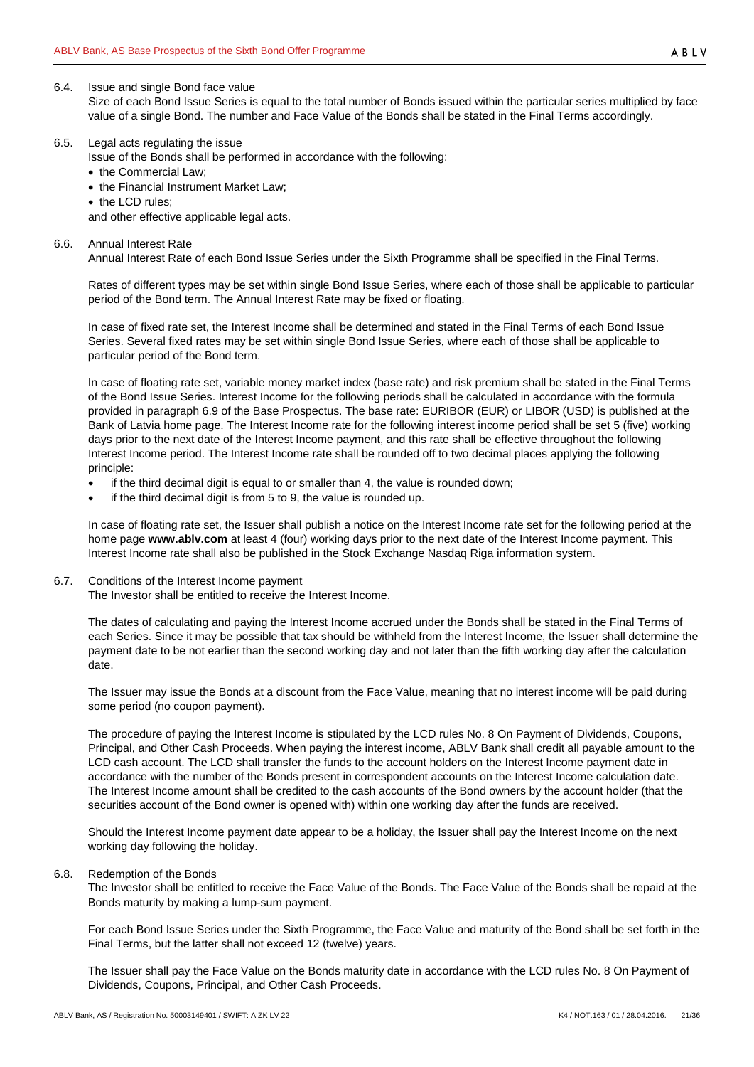### 6.4. Issue and single Bond face value

Size of each Bond Issue Series is equal to the total number of Bonds issued within the particular series multiplied by face value of a single Bond. The number and Face Value of the Bonds shall be stated in the Final Terms accordingly.

### 6.5. Legal acts regulating the issue

Issue of the Bonds shall be performed in accordance with the following:

- the Commercial Law;
- the Financial Instrument Market Law;
- the LCD rules;

and other effective applicable legal acts.

### 6.6. Annual Interest Rate

Annual Interest Rate of each Bond Issue Series under the Sixth Programme shall be specified in the Final Terms.

Rates of different types may be set within single Bond Issue Series, where each of those shall be applicable to particular period of the Bond term. The Annual Interest Rate may be fixed or floating.

In case of fixed rate set, the Interest Income shall be determined and stated in the Final Terms of each Bond Issue Series. Several fixed rates may be set within single Bond Issue Series, where each of those shall be applicable to particular period of the Bond term.

In case of floating rate set, variable money market index (base rate) and risk premium shall be stated in the Final Terms of the Bond Issue Series. Interest Income for the following periods shall be calculated in accordance with the formula provided in paragraph 6.9 of the Base Prospectus. The base rate: EURIBOR (EUR) or LIBOR (USD) is published at the Bank of Latvia home page. The Interest Income rate for the following interest income period shall be set 5 (five) working days prior to the next date of the Interest Income payment, and this rate shall be effective throughout the following Interest Income period. The Interest Income rate shall be rounded off to two decimal places applying the following principle:

- if the third decimal digit is equal to or smaller than 4, the value is rounded down;
- if the third decimal digit is from 5 to 9, the value is rounded up.

In case of floating rate set, the Issuer shall publish a notice on the Interest Income rate set for the following period at the home page **www.ablv.com** at least 4 (four) working days prior to the next date of the Interest Income payment. This Interest Income rate shall also be published in the Stock Exchange Nasdaq Riga information system.

### 6.7. Conditions of the Interest Income payment

The Investor shall be entitled to receive the Interest Income.

The dates of calculating and paying the Interest Income accrued under the Bonds shall be stated in the Final Terms of each Series. Since it may be possible that tax should be withheld from the Interest Income, the Issuer shall determine the payment date to be not earlier than the second working day and not later than the fifth working day after the calculation date.

The Issuer may issue the Bonds at a discount from the Face Value, meaning that no interest income will be paid during some period (no coupon payment).

The procedure of paying the Interest Income is stipulated by the LCD rules No. 8 On Payment of Dividends, Coupons, Principal, and Other Cash Proceeds. When paying the interest income, ABLV Bank shall credit all payable amount to the LCD cash account. The LCD shall transfer the funds to the account holders on the Interest Income payment date in accordance with the number of the Bonds present in correspondent accounts on the Interest Income calculation date. The Interest Income amount shall be credited to the cash accounts of the Bond owners by the account holder (that the securities account of the Bond owner is opened with) within one working day after the funds are received.

Should the Interest Income payment date appear to be a holiday, the Issuer shall pay the Interest Income on the next working day following the holiday.

### 6.8. Redemption of the Bonds

The Investor shall be entitled to receive the Face Value of the Bonds. The Face Value of the Bonds shall be repaid at the Bonds maturity by making a lump-sum payment.

For each Bond Issue Series under the Sixth Programme, the Face Value and maturity of the Bond shall be set forth in the Final Terms, but the latter shall not exceed 12 (twelve) years.

The Issuer shall pay the Face Value on the Bonds maturity date in accordance with the LCD rules No. 8 On Payment of Dividends, Coupons, Principal, and Other Cash Proceeds.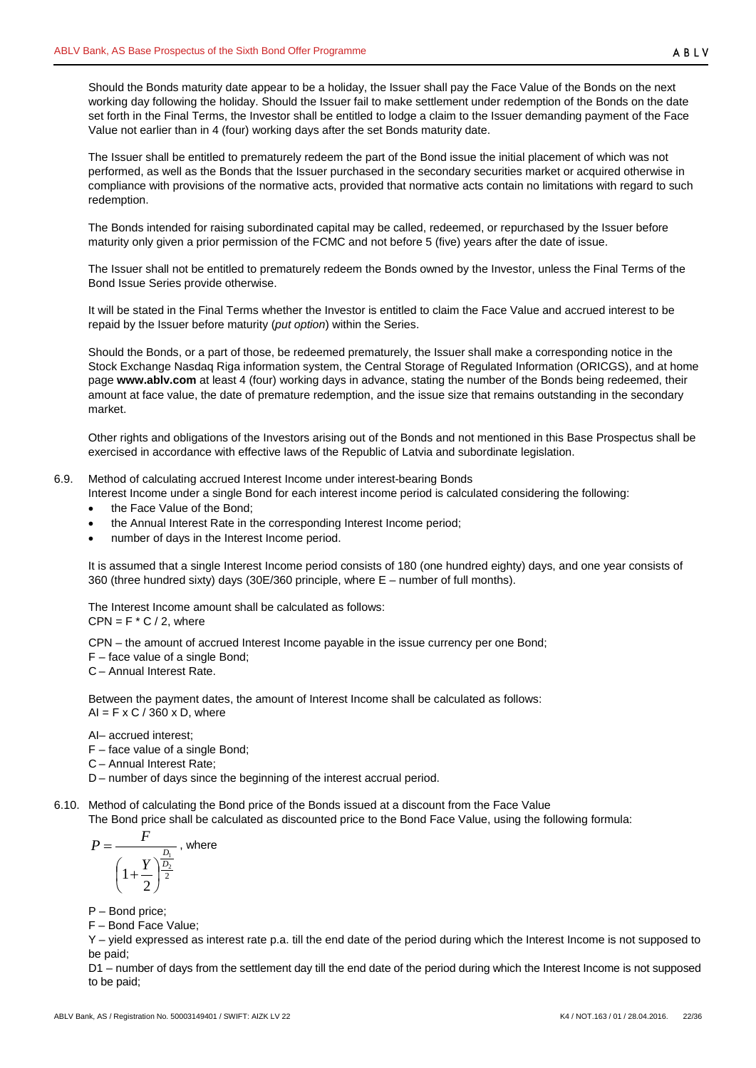Should the Bonds maturity date appear to be a holiday, the Issuer shall pay the Face Value of the Bonds on the next working day following the holiday. Should the Issuer fail to make settlement under redemption of the Bonds on the date set forth in the Final Terms, the Investor shall be entitled to lodge a claim to the Issuer demanding payment of the Face Value not earlier than in 4 (four) working days after the set Bonds maturity date.

The Issuer shall be entitled to prematurely redeem the part of the Bond issue the initial placement of which was not performed, as well as the Bonds that the Issuer purchased in the secondary securities market or acquired otherwise in compliance with provisions of the normative acts, provided that normative acts contain no limitations with regard to such redemption.

The Bonds intended for raising subordinated capital may be called, redeemed, or repurchased by the Issuer before maturity only given a prior permission of the FCMC and not before 5 (five) years after the date of issue.

The Issuer shall not be entitled to prematurely redeem the Bonds owned by the Investor, unless the Final Terms of the Bond Issue Series provide otherwise.

It will be stated in the Final Terms whether the Investor is entitled to claim the Face Value and accrued interest to be repaid by the Issuer before maturity (*put option*) within the Series.

Should the Bonds, or a part of those, be redeemed prematurely, the Issuer shall make a corresponding notice in the Stock Exchange Nasdaq Riga information system, the Central Storage of Regulated Information (ORICGS), and at home page **www.ablv.com** at least 4 (four) working days in advance, stating the number of the Bonds being redeemed, their amount at face value, the date of premature redemption, and the issue size that remains outstanding in the secondary market.

Other rights and obligations of the Investors arising out of the Bonds and not mentioned in this Base Prospectus shall be exercised in accordance with effective laws of the Republic of Latvia and subordinate legislation.

6.9. Method of calculating accrued Interest Income under interest-bearing Bonds

Interest Income under a single Bond for each interest income period is calculated considering the following:

- the Face Value of the Bond;
- the Annual Interest Rate in the corresponding Interest Income period;
- number of days in the Interest Income period.

It is assumed that a single Interest Income period consists of 180 (one hundred eighty) days, and one year consists of 360 (three hundred sixty) days (30E/360 principle, where E – number of full months).

The Interest Income amount shall be calculated as follows:
$CPN = F * C / 2$, where

CPN – the amount of accrued Interest Income payable in the issue currency per one Bond;
F – face value of a single Bond;
C – Annual Interest Rate.

Between the payment dates, the amount of Interest Income shall be calculated as follows:
$AI = F \times C / 360 \times D$, where

AI– accrued interest;
F – face value of a single Bond;
C – Annual Interest Rate;
D – number of days since the beginning of the interest accrual period.

6.10. Method of calculating the Bond price of the Bonds issued at a discount from the Face Value

The Bond price shall be calculated as discounted price to the Bond Face Value, using the following formula:

$$P = \frac{F}{\left(1 + \frac{Y}{2}\right)^{\frac{D_1}{\frac{D_2}{2}}}}$$, where

P – Bond price;
F – Bond Face Value;
Y – yield expressed as interest rate p.a. till the end date of the period during which the Interest Income is not supposed to be paid;
D1 – number of days from the settlement day till the end date of the period during which the Interest Income is not supposed to be paid;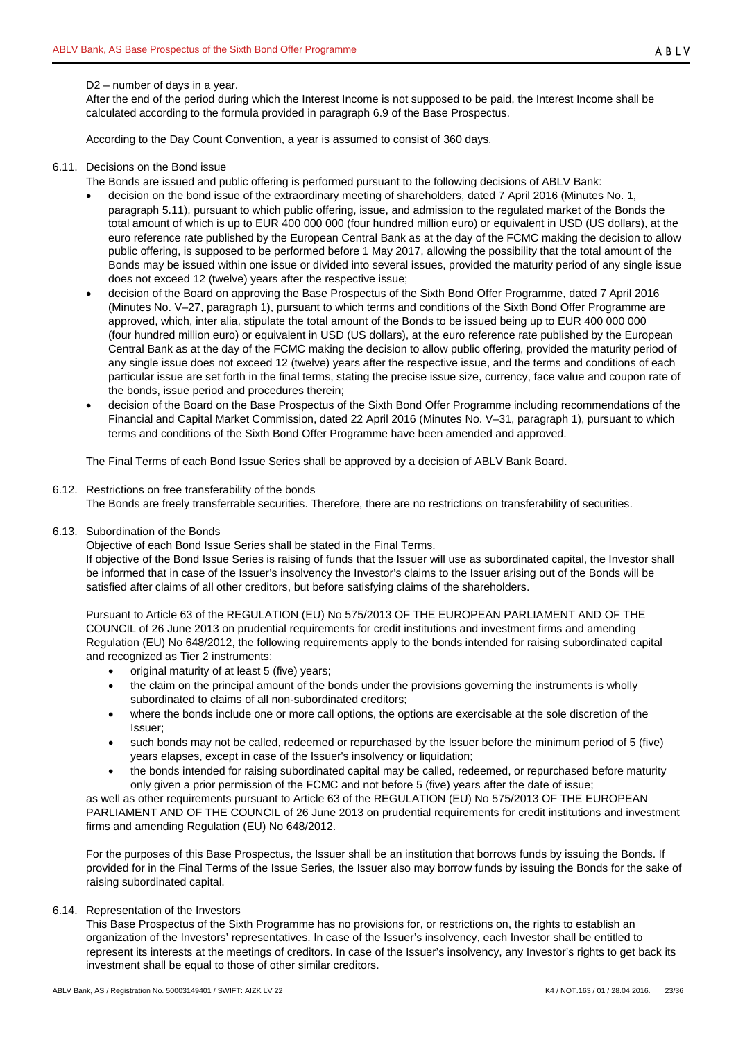D2 – number of days in a year.

After the end of the period during which the Interest Income is not supposed to be paid, the Interest Income shall be calculated according to the formula provided in paragraph 6.9 of the Base Prospectus.

According to the Day Count Convention, a year is assumed to consist of 360 days.

### 6.11. Decisions on the Bond issue

The Bonds are issued and public offering is performed pursuant to the following decisions of ABLV Bank:

- decision on the bond issue of the extraordinary meeting of shareholders, dated 7 April 2016 (Minutes No. 1, paragraph 5.11), pursuant to which public offering, issue, and admission to the regulated market of the Bonds the total amount of which is up to EUR 400 000 000 (four hundred million euro) or equivalent in USD (US dollars), at the euro reference rate published by the European Central Bank as at the day of the FCMC making the decision to allow public offering, is supposed to be performed before 1 May 2017, allowing the possibility that the total amount of the Bonds may be issued within one issue or divided into several issues, provided the maturity period of any single issue does not exceed 12 (twelve) years after the respective issue;
- decision of the Board on approving the Base Prospectus of the Sixth Bond Offer Programme, dated 7 April 2016 (Minutes No. V–27, paragraph 1), pursuant to which terms and conditions of the Sixth Bond Offer Programme are approved, which, inter alia, stipulate the total amount of the Bonds to be issued being up to EUR 400 000 000 (four hundred million euro) or equivalent in USD (US dollars), at the euro reference rate published by the European Central Bank as at the day of the FCMC making the decision to allow public offering, provided the maturity period of any single issue does not exceed 12 (twelve) years after the respective issue, and the terms and conditions of each particular issue are set forth in the final terms, stating the precise issue size, currency, face value and coupon rate of the bonds, issue period and procedures therein;
- decision of the Board on the Base Prospectus of the Sixth Bond Offer Programme including recommendations of the Financial and Capital Market Commission, dated 22 April 2016 (Minutes No. V–31, paragraph 1), pursuant to which terms and conditions of the Sixth Bond Offer Programme have been amended and approved.

The Final Terms of each Bond Issue Series shall be approved by a decision of ABLV Bank Board.

### 6.12. Restrictions on free transferability of the bonds

The Bonds are freely transferrable securities. Therefore, there are no restrictions on transferability of securities.

### 6.13. Subordination of the Bonds

Objective of each Bond Issue Series shall be stated in the Final Terms.

If objective of the Bond Issue Series is raising of funds that the Issuer will use as subordinated capital, the Investor shall be informed that in case of the Issuer's insolvency the Investor's claims to the Issuer arising out of the Bonds will be satisfied after claims of all other creditors, but before satisfying claims of the shareholders.

Pursuant to Article 63 of the REGULATION (EU) No 575/2013 OF THE EUROPEAN PARLIAMENT AND OF THE COUNCIL of 26 June 2013 on prudential requirements for credit institutions and investment firms and amending Regulation (EU) No 648/2012, the following requirements apply to the bonds intended for raising subordinated capital and recognized as Tier 2 instruments:

- original maturity of at least 5 (five) years;
- the claim on the principal amount of the bonds under the provisions governing the instruments is wholly subordinated to claims of all non-subordinated creditors;
- where the bonds include one or more call options, the options are exercisable at the sole discretion of the Issuer;
- such bonds may not be called, redeemed or repurchased by the Issuer before the minimum period of 5 (five) years elapses, except in case of the Issuer's insolvency or liquidation;
- the bonds intended for raising subordinated capital may be called, redeemed, or repurchased before maturity only given a prior permission of the FCMC and not before 5 (five) years after the date of issue;

as well as other requirements pursuant to Article 63 of the REGULATION (EU) No 575/2013 OF THE EUROPEAN PARLIAMENT AND OF THE COUNCIL of 26 June 2013 on prudential requirements for credit institutions and investment firms and amending Regulation (EU) No 648/2012.

For the purposes of this Base Prospectus, the Issuer shall be an institution that borrows funds by issuing the Bonds. If provided for in the Final Terms of the Issue Series, the Issuer also may borrow funds by issuing the Bonds for the sake of raising subordinated capital.

### 6.14. Representation of the Investors

This Base Prospectus of the Sixth Programme has no provisions for, or restrictions on, the rights to establish an organization of the Investors' representatives. In case of the Issuer's insolvency, each Investor shall be entitled to represent its interests at the meetings of creditors. In case of the Issuer's insolvency, any Investor's rights to get back its investment shall be equal to those of other similar creditors.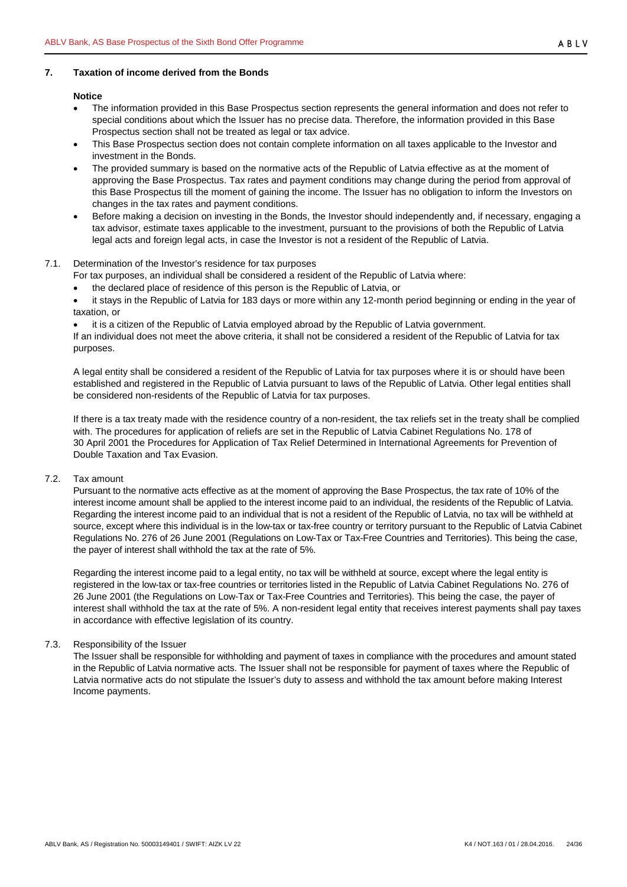## 7. Taxation of income derived from the Bonds

**Notice**

- The information provided in this Base Prospectus section represents the general information and does not refer to special conditions about which the Issuer has no precise data. Therefore, the information provided in this Base Prospectus section shall not be treated as legal or tax advice.
- This Base Prospectus section does not contain complete information on all taxes applicable to the Investor and investment in the Bonds.
- The provided summary is based on the normative acts of the Republic of Latvia effective as at the moment of approving the Base Prospectus. Tax rates and payment conditions may change during the period from approval of this Base Prospectus till the moment of gaining the income. The Issuer has no obligation to inform the Investors on changes in the tax rates and payment conditions.
- Before making a decision on investing in the Bonds, the Investor should independently and, if necessary, engaging a tax advisor, estimate taxes applicable to the investment, pursuant to the provisions of both the Republic of Latvia legal acts and foreign legal acts, in case the Investor is not a resident of the Republic of Latvia.

### 7.1. Determination of the Investor's residence for tax purposes

For tax purposes, an individual shall be considered a resident of the Republic of Latvia where:

- the declared place of residence of this person is the Republic of Latvia, or
- it stays in the Republic of Latvia for 183 days or more within any 12-month period beginning or ending in the year of taxation, or
- it is a citizen of the Republic of Latvia employed abroad by the Republic of Latvia government.

If an individual does not meet the above criteria, it shall not be considered a resident of the Republic of Latvia for tax purposes.

A legal entity shall be considered a resident of the Republic of Latvia for tax purposes where it is or should have been established and registered in the Republic of Latvia pursuant to laws of the Republic of Latvia. Other legal entities shall be considered non-residents of the Republic of Latvia for tax purposes.

If there is a tax treaty made with the residence country of a non-resident, the tax reliefs set in the treaty shall be complied with. The procedures for application of reliefs are set in the Republic of Latvia Cabinet Regulations No. 178 of 30 April 2001 the Procedures for Application of Tax Relief Determined in International Agreements for Prevention of Double Taxation and Tax Evasion.

### 7.2. Tax amount

Pursuant to the normative acts effective as at the moment of approving the Base Prospectus, the tax rate of 10% of the interest income amount shall be applied to the interest income paid to an individual, the residents of the Republic of Latvia. Regarding the interest income paid to an individual that is not a resident of the Republic of Latvia, no tax will be withheld at source, except where this individual is in the low-tax or tax-free country or territory pursuant to the Republic of Latvia Cabinet Regulations No. 276 of 26 June 2001 (Regulations on Low-Tax or Tax-Free Countries and Territories). This being the case, the payer of interest shall withhold the tax at the rate of 5%.

Regarding the interest income paid to a legal entity, no tax will be withheld at source, except where the legal entity is registered in the low-tax or tax-free countries or territories listed in the Republic of Latvia Cabinet Regulations No. 276 of 26 June 2001 (the Regulations on Low-Tax or Tax-Free Countries and Territories). This being the case, the payer of interest shall withhold the tax at the rate of 5%. A non-resident legal entity that receives interest payments shall pay taxes in accordance with effective legislation of its country.

### 7.3. Responsibility of the Issuer

The Issuer shall be responsible for withholding and payment of taxes in compliance with the procedures and amount stated in the Republic of Latvia normative acts. The Issuer shall not be responsible for payment of taxes where the Republic of Latvia normative acts do not stipulate the Issuer's duty to assess and withhold the tax amount before making Interest Income payments.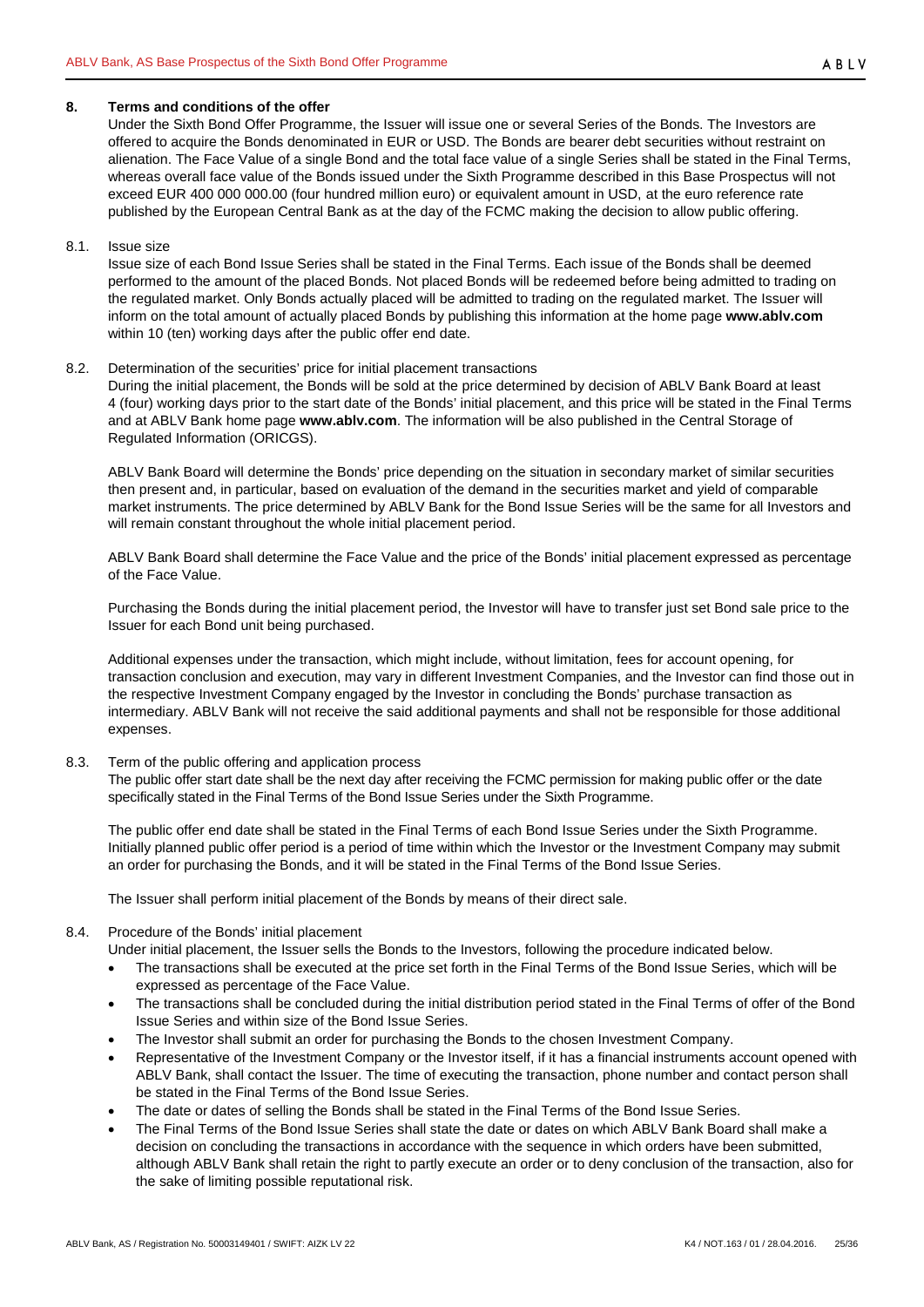## 8. Terms and conditions of the offer

Under the Sixth Bond Offer Programme, the Issuer will issue one or several Series of the Bonds. The Investors are offered to acquire the Bonds denominated in EUR or USD. The Bonds are bearer debt securities without restraint on alienation. The Face Value of a single Bond and the total face value of a single Series shall be stated in the Final Terms, whereas overall face value of the Bonds issued under the Sixth Programme described in this Base Prospectus will not exceed EUR 400 000 000.00 (four hundred million euro) or equivalent amount in USD, at the euro reference rate published by the European Central Bank as at the day of the FCMC making the decision to allow public offering.

### 8.1. Issue size

Issue size of each Bond Issue Series shall be stated in the Final Terms. Each issue of the Bonds shall be deemed performed to the amount of the placed Bonds. Not placed Bonds will be redeemed before being admitted to trading on the regulated market. Only Bonds actually placed will be admitted to trading on the regulated market. The Issuer will inform on the total amount of actually placed Bonds by publishing this information at the home page **www.ablv.com** within 10 (ten) working days after the public offer end date.

### 8.2. Determination of the securities' price for initial placement transactions

During the initial placement, the Bonds will be sold at the price determined by decision of ABLV Bank Board at least 4 (four) working days prior to the start date of the Bonds' initial placement, and this price will be stated in the Final Terms and at ABLV Bank home page **www.ablv.com**. The information will be also published in the Central Storage of Regulated Information (ORICGS).

ABLV Bank Board will determine the Bonds' price depending on the situation in secondary market of similar securities then present and, in particular, based on evaluation of the demand in the securities market and yield of comparable market instruments. The price determined by ABLV Bank for the Bond Issue Series will be the same for all Investors and will remain constant throughout the whole initial placement period.

ABLV Bank Board shall determine the Face Value and the price of the Bonds' initial placement expressed as percentage of the Face Value.

Purchasing the Bonds during the initial placement period, the Investor will have to transfer just set Bond sale price to the Issuer for each Bond unit being purchased.

Additional expenses under the transaction, which might include, without limitation, fees for account opening, for transaction conclusion and execution, may vary in different Investment Companies, and the Investor can find those out in the respective Investment Company engaged by the Investor in concluding the Bonds' purchase transaction as intermediary. ABLV Bank will not receive the said additional payments and shall not be responsible for those additional expenses.

### 8.3. Term of the public offering and application process

The public offer start date shall be the next day after receiving the FCMC permission for making public offer or the date specifically stated in the Final Terms of the Bond Issue Series under the Sixth Programme.

The public offer end date shall be stated in the Final Terms of each Bond Issue Series under the Sixth Programme. Initially planned public offer period is a period of time within which the Investor or the Investment Company may submit an order for purchasing the Bonds, and it will be stated in the Final Terms of the Bond Issue Series.

The Issuer shall perform initial placement of the Bonds by means of their direct sale.

### 8.4. Procedure of the Bonds' initial placement

Under initial placement, the Issuer sells the Bonds to the Investors, following the procedure indicated below.

- The transactions shall be executed at the price set forth in the Final Terms of the Bond Issue Series, which will be expressed as percentage of the Face Value.
- The transactions shall be concluded during the initial distribution period stated in the Final Terms of offer of the Bond Issue Series and within size of the Bond Issue Series.
- The Investor shall submit an order for purchasing the Bonds to the chosen Investment Company.
- Representative of the Investment Company or the Investor itself, if it has a financial instruments account opened with ABLV Bank, shall contact the Issuer. The time of executing the transaction, phone number and contact person shall be stated in the Final Terms of the Bond Issue Series.
- The date or dates of selling the Bonds shall be stated in the Final Terms of the Bond Issue Series.
- The Final Terms of the Bond Issue Series shall state the date or dates on which ABLV Bank Board shall make a decision on concluding the transactions in accordance with the sequence in which orders have been submitted, although ABLV Bank shall retain the right to partly execute an order or to deny conclusion of the transaction, also for the sake of limiting possible reputational risk.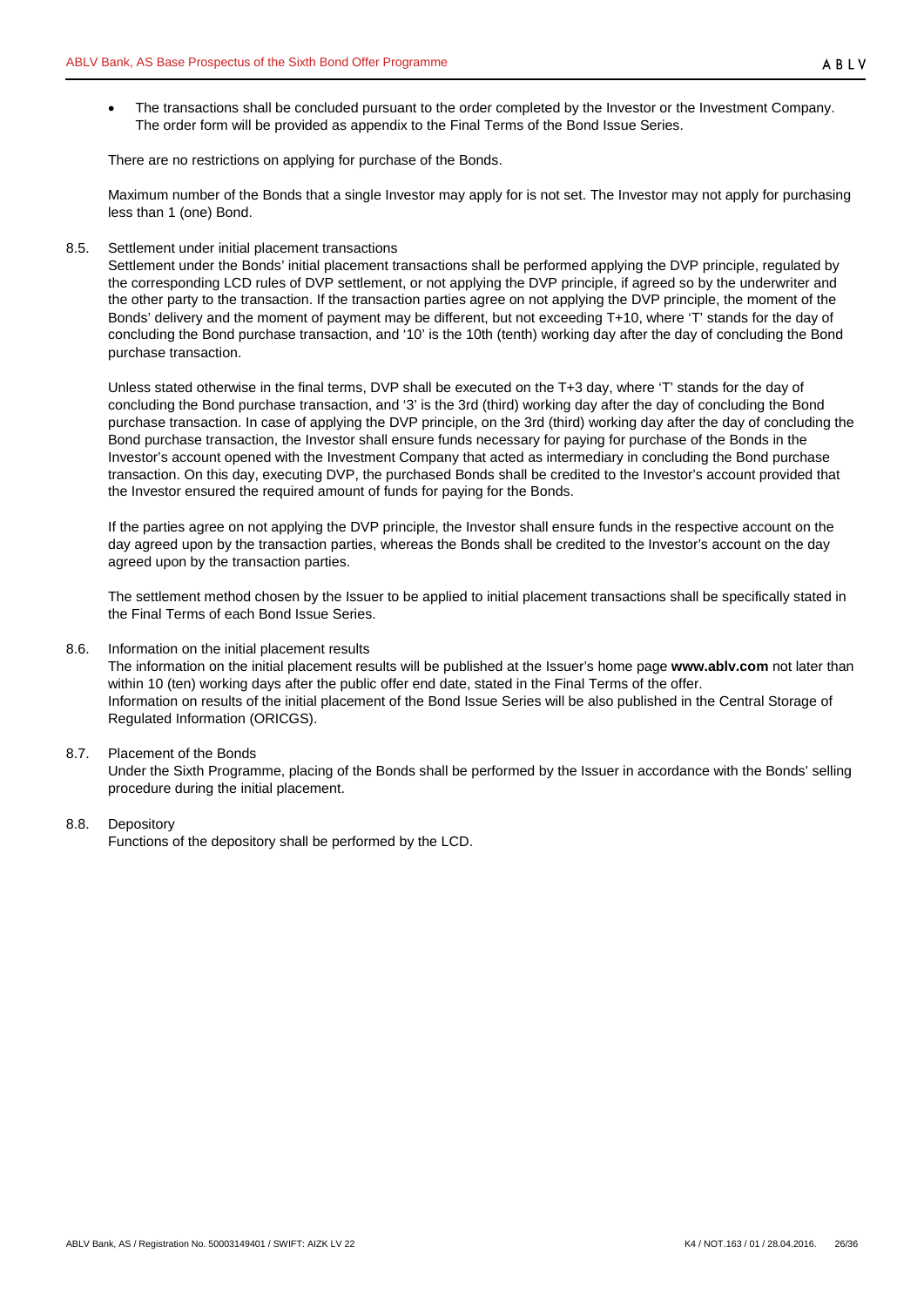- The transactions shall be concluded pursuant to the order completed by the Investor or the Investment Company. The order form will be provided as appendix to the Final Terms of the Bond Issue Series.

There are no restrictions on applying for purchase of the Bonds.

Maximum number of the Bonds that a single Investor may apply for is not set. The Investor may not apply for purchasing less than 1 (one) Bond.

8.5. Settlement under initial placement transactions

Settlement under the Bonds' initial placement transactions shall be performed applying the DVP principle, regulated by the corresponding LCD rules of DVP settlement, or not applying the DVP principle, if agreed so by the underwriter and the other party to the transaction. If the transaction parties agree on not applying the DVP principle, the moment of the Bonds' delivery and the moment of payment may be different, but not exceeding T+10, where 'T' stands for the day of concluding the Bond purchase transaction, and '10' is the 10th (tenth) working day after the day of concluding the Bond purchase transaction.

Unless stated otherwise in the final terms, DVP shall be executed on the T+3 day, where 'T' stands for the day of concluding the Bond purchase transaction, and '3' is the 3rd (third) working day after the day of concluding the Bond purchase transaction. In case of applying the DVP principle, on the 3rd (third) working day after the day of concluding the Bond purchase transaction, the Investor shall ensure funds necessary for paying for purchase of the Bonds in the Investor's account opened with the Investment Company that acted as intermediary in concluding the Bond purchase transaction. On this day, executing DVP, the purchased Bonds shall be credited to the Investor's account provided that the Investor ensured the required amount of funds for paying for the Bonds.

If the parties agree on not applying the DVP principle, the Investor shall ensure funds in the respective account on the day agreed upon by the transaction parties, whereas the Bonds shall be credited to the Investor's account on the day agreed upon by the transaction parties.

The settlement method chosen by the Issuer to be applied to initial placement transactions shall be specifically stated in the Final Terms of each Bond Issue Series.

8.6. Information on the initial placement results

The information on the initial placement results will be published at the Issuer's home page **www.ablv.com** not later than within 10 (ten) working days after the public offer end date, stated in the Final Terms of the offer.
Information on results of the initial placement of the Bond Issue Series will be also published in the Central Storage of Regulated Information (ORICGS).

8.7. Placement of the Bonds

Under the Sixth Programme, placing of the Bonds shall be performed by the Issuer in accordance with the Bonds' selling procedure during the initial placement.

8.8. Depository

Functions of the depository shall be performed by the LCD.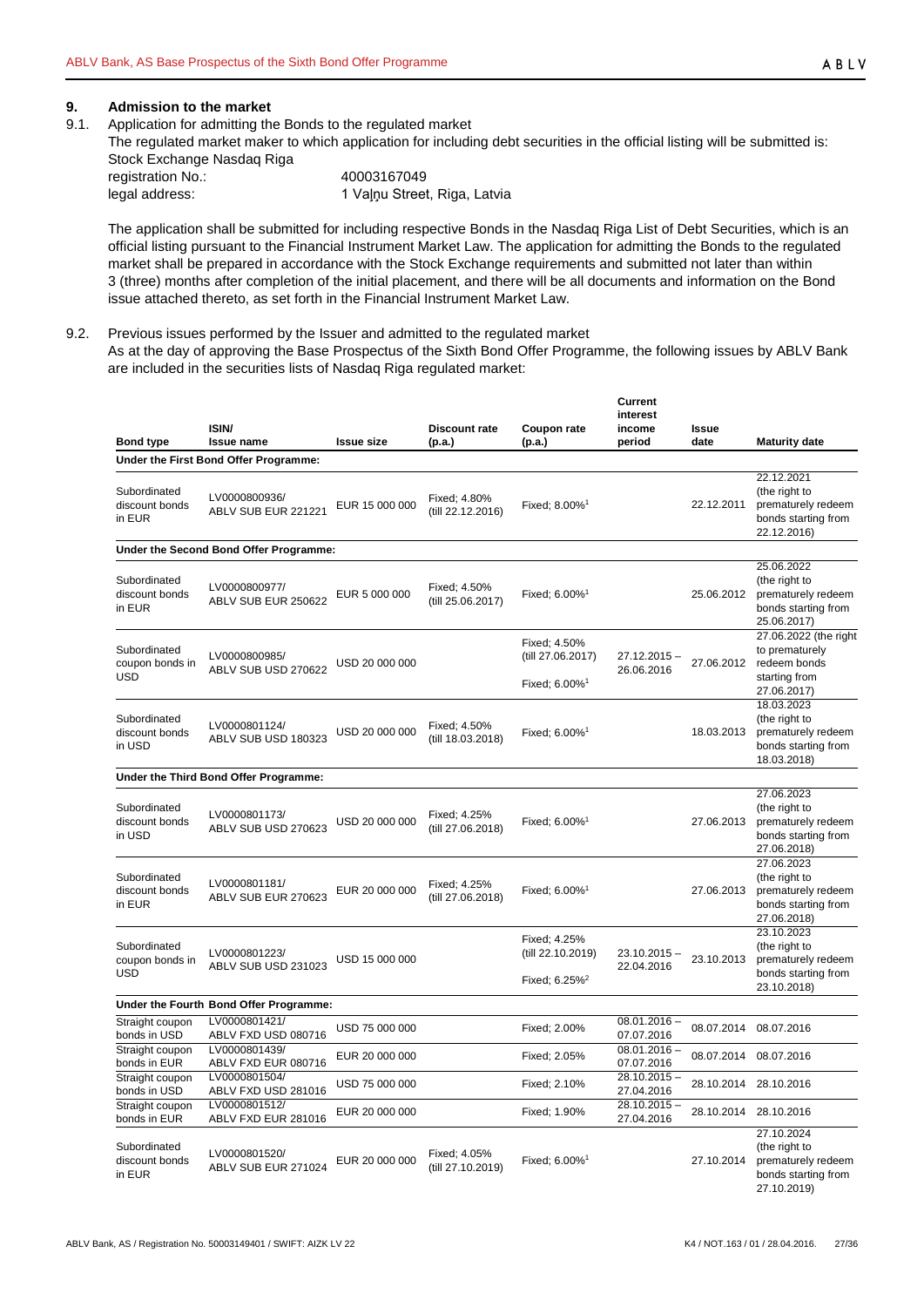## 9. Admission to the market

9.1. Application for admitting the Bonds to the regulated market

The regulated market maker to which application for including debt securities in the official listing will be submitted is:

Stock Exchange Nasdaq Riga

registration No.: 40003167049

legal address: 1 Vaļņu Street, Riga, Latvia

The application shall be submitted for including respective Bonds in the Nasdaq Riga List of Debt Securities, which is an official listing pursuant to the Financial Instrument Market Law. The application for admitting the Bonds to the regulated market shall be prepared in accordance with the Stock Exchange requirements and submitted not later than within 3 (three) months after completion of the initial placement, and there will be all documents and information on the Bond issue attached thereto, as set forth in the Financial Instrument Market Law.

9.2. Previous issues performed by the Issuer and admitted to the regulated market

As at the day of approving the Base Prospectus of the Sixth Bond Offer Programme, the following issues by ABLV Bank are included in the securities lists of Nasdaq Riga regulated market:

| Bond type | ISIN/ Issue name | Issue size | Discount rate (p.a.) | Coupon rate (p.a.) | Current interest income period | Issue date | Maturity date |
|---|---|---|---|---|---|---|---|
| **Under the First Bond Offer Programme:** | | | | | | | |
| Subordinated discount bonds in EUR | LV0000800936/ ABLV SUB EUR 221221 | EUR 15 000 000 | Fixed; 4.80% (till 22.12.2016) | Fixed; 8.00%[1] | | 22.12.2011 | 22.12.2021 (the right to prematurely redeem bonds starting from 22.12.2016) |
| **Under the Second Bond Offer Programme:** | | | | | | | |
| Subordinated discount bonds in EUR | LV0000800977/ ABLV SUB EUR 250622 | EUR 5 000 000 | Fixed; 4.50% (till 25.06.2017) | Fixed; 6.00%[1] | | 25.06.2012 | 25.06.2022 (the right to prematurely redeem bonds starting from 25.06.2017) |
| Subordinated coupon bonds in USD | LV0000800985/ ABLV SUB USD 270622 | USD 20 000 000 | | Fixed; 4.50% (till 27.06.2017) Fixed; 6.00%[1] | 27.12.2015 – 26.06.2016 | 27.06.2012 | 27.06.2022 (the right to prematurely redeem bonds starting from 27.06.2017) |
| Subordinated discount bonds in USD | LV0000801124/ ABLV SUB USD 180323 | USD 20 000 000 | Fixed; 4.50% (till 18.03.2018) | Fixed; 6.00%[1] | | 18.03.2013 | 18.03.2023 (the right to prematurely redeem bonds starting from 18.03.2018) |
| **Under the Third Bond Offer Programme:** | | | | | | | |
| Subordinated discount bonds in USD | LV0000801173/ ABLV SUB USD 270623 | USD 20 000 000 | Fixed; 4.25% (till 27.06.2018) | Fixed; 6.00%[1] | | 27.06.2013 | 27.06.2023 (the right to prematurely redeem bonds starting from 27.06.2018) |
| Subordinated discount bonds in EUR | LV0000801181/ ABLV SUB EUR 270623 | EUR 20 000 000 | Fixed; 4.25% (till 27.06.2018) | Fixed; 6.00%[1] | | 27.06.2013 | 27.06.2023 (the right to prematurely redeem bonds starting from 27.06.2018) |
| Subordinated coupon bonds in USD | LV0000801223/ ABLV SUB USD 231023 | USD 15 000 000 | | Fixed; 4.25% (till 22.10.2019) Fixed; 6.25%[2] | 23.10.2015 – 22.04.2016 | 23.10.2013 | 23.10.2023 (the right to prematurely redeem bonds starting from 23.10.2018) |
| **Under the Fourth Bond Offer Programme:** | | | | | | | |
| Straight coupon bonds in USD | LV0000801421/ ABLV FXD USD 080716 | USD 75 000 000 | | Fixed; 2.00% | 08.01.2016 – 07.07.2016 | 08.07.2014 | 08.07.2016 |
| Straight coupon bonds in EUR | LV0000801439/ ABLV FXD EUR 080716 | EUR 20 000 000 | | Fixed; 2.05% | 08.01.2016 – 07.07.2016 | 08.07.2014 | 08.07.2016 |
| Straight coupon bonds in USD | LV0000801504/ ABLV FXD USD 281016 | USD 75 000 000 | | Fixed; 2.10% | 28.10.2015 – 27.04.2016 | 28.10.2014 | 28.10.2016 |
| Straight coupon bonds in EUR | LV0000801512/ ABLV FXD EUR 281016 | EUR 20 000 000 | | Fixed; 1.90% | 28.10.2015 – 27.04.2016 | 28.10.2014 | 28.10.2016 |
| Subordinated discount bonds in EUR | LV0000801520/ ABLV SUB EUR 271024 | EUR 20 000 000 | Fixed; 4.05% (till 27.10.2019) | Fixed; 6.00%[1] | | 27.10.2014 | 27.10.2024 (the right to prematurely redeem bonds starting from 27.10.2019) |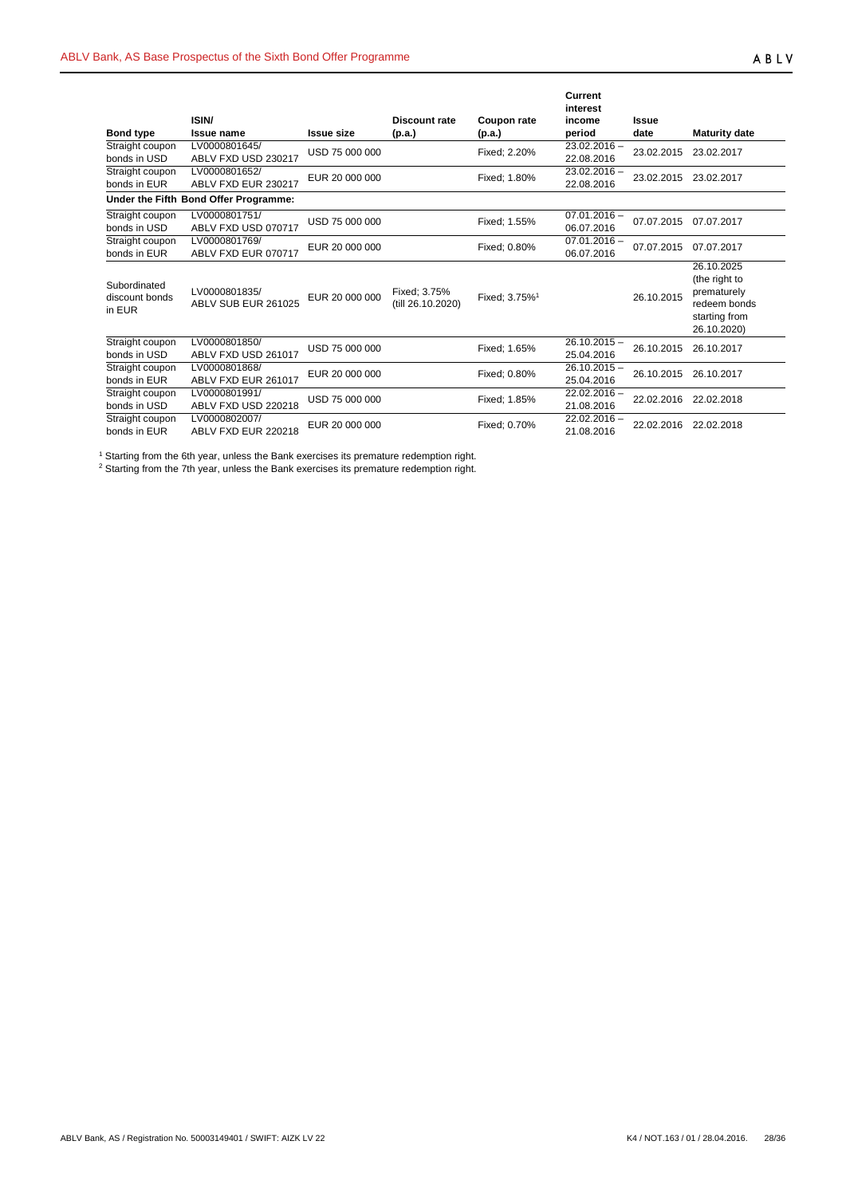| Bond type | ISIN/ Issue name | Issue size | Discount rate (p.a.) | Coupon rate (p.a.) | Current interest income period | Issue date | Maturity date |
|---|---|---|---|---|---|---|---|
| Straight coupon bonds in USD | LV0000801645/ ABLV FXD USD 230217 | USD 75 000 000 | | Fixed; 2.20% | 23.02.2016 – 22.08.2016 | 23.02.2015 | 23.02.2017 |
| Straight coupon bonds in EUR | LV0000801652/ ABLV FXD EUR 230217 | EUR 20 000 000 | | Fixed; 1.80% | 23.02.2016 – 22.08.2016 | 23.02.2015 | 23.02.2017 |
| **Under the Fifth Bond Offer Programme:** | | | | | | | |
| Straight coupon bonds in USD | LV0000801751/ ABLV FXD USD 070717 | USD 75 000 000 | | Fixed; 1.55% | 07.01.2016 – 06.07.2016 | 07.07.2015 | 07.07.2017 |
| Straight coupon bonds in EUR | LV0000801769/ ABLV FXD EUR 070717 | EUR 20 000 000 | | Fixed; 0.80% | 07.01.2016 – 06.07.2016 | 07.07.2015 | 07.07.2017 |
| Subordinated discount bonds in EUR | LV0000801835/ ABLV SUB EUR 261025 | EUR 20 000 000 | Fixed; 3.75% (till 26.10.2020) | Fixed; 3.75%[1] | | 26.10.2015 | 26.10.2025 (the right to prematurely redeem bonds starting from 26.10.2020) |
| Straight coupon bonds in USD | LV0000801850/ ABLV FXD USD 261017 | USD 75 000 000 | | Fixed; 1.65% | 26.10.2015 – 25.04.2016 | 26.10.2015 | 26.10.2017 |
| Straight coupon bonds in EUR | LV0000801868/ ABLV FXD EUR 261017 | EUR 20 000 000 | | Fixed; 0.80% | 26.10.2015 – 25.04.2016 | 26.10.2015 | 26.10.2017 |
| Straight coupon bonds in USD | LV0000801991/ ABLV FXD USD 220218 | USD 75 000 000 | | Fixed; 1.85% | 22.02.2016 – 21.08.2016 | 22.02.2016 | 22.02.2018 |
| Straight coupon bonds in EUR | LV0000802007/ ABLV FXD EUR 220218 | EUR 20 000 000 | | Fixed; 0.70% | 22.02.2016 – 21.08.2016 | 22.02.2016 | 22.02.2018 |

[1] Starting from the 6th year, unless the Bank exercises its premature redemption right.

[2] Starting from the 7th year, unless the Bank exercises its premature redemption right.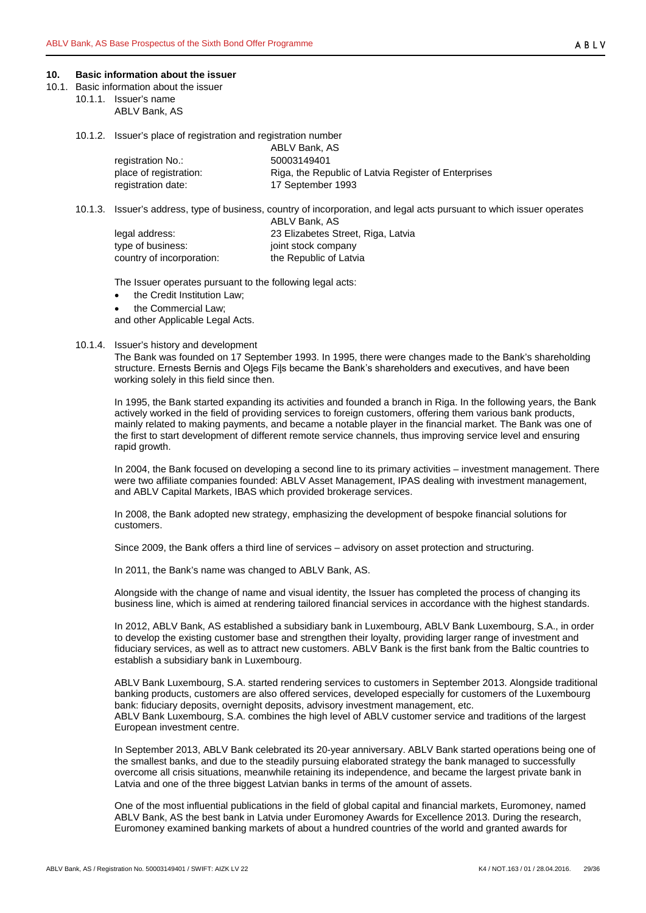## 10. Basic information about the issuer

### 10.1. Basic information about the issuer

#### 10.1.1. Issuer's name

ABLV Bank, AS

#### 10.1.2. Issuer's place of registration and registration number

| | ABLV Bank, AS |
|---|---|
| registration No.: | 50003149401 |
| place of registration: | Riga, the Republic of Latvia Register of Enterprises |
| registration date: | 17 September 1993 |

#### 10.1.3. Issuer's address, type of business, country of incorporation, and legal acts pursuant to which issuer operates

| | ABLV Bank, AS |
|---|---|
| legal address: | 23 Elizabetes Street, Riga, Latvia |
| type of business: | joint stock company |
| country of incorporation: | the Republic of Latvia |

The Issuer operates pursuant to the following legal acts:

- the Credit Institution Law;
- the Commercial Law;

and other Applicable Legal Acts.

#### 10.1.4. Issuer's history and development

The Bank was founded on 17 September 1993. In 1995, there were changes made to the Bank's shareholding structure. Ernests Bernis and Oļegs Fiļs became the Bank's shareholders and executives, and have been working solely in this field since then.

In 1995, the Bank started expanding its activities and founded a branch in Riga. In the following years, the Bank actively worked in the field of providing services to foreign customers, offering them various bank products, mainly related to making payments, and became a notable player in the financial market. The Bank was one of the first to start development of different remote service channels, thus improving service level and ensuring rapid growth.

In 2004, the Bank focused on developing a second line to its primary activities – investment management. There were two affiliate companies founded: ABLV Asset Management, IPAS dealing with investment management, and ABLV Capital Markets, IBAS which provided brokerage services.

In 2008, the Bank adopted new strategy, emphasizing the development of bespoke financial solutions for customers.

Since 2009, the Bank offers a third line of services – advisory on asset protection and structuring.

In 2011, the Bank's name was changed to ABLV Bank, AS.

Alongside with the change of name and visual identity, the Issuer has completed the process of changing its business line, which is aimed at rendering tailored financial services in accordance with the highest standards.

In 2012, ABLV Bank, AS established a subsidiary bank in Luxembourg, ABLV Bank Luxembourg, S.A., in order to develop the existing customer base and strengthen their loyalty, providing larger range of investment and fiduciary services, as well as to attract new customers. ABLV Bank is the first bank from the Baltic countries to establish a subsidiary bank in Luxembourg.

ABLV Bank Luxembourg, S.A. started rendering services to customers in September 2013. Alongside traditional banking products, customers are also offered services, developed especially for customers of the Luxembourg bank: fiduciary deposits, overnight deposits, advisory investment management, etc.
ABLV Bank Luxembourg, S.A. combines the high level of ABLV customer service and traditions of the largest European investment centre.

In September 2013, ABLV Bank celebrated its 20-year anniversary. ABLV Bank started operations being one of the smallest banks, and due to the steadily pursuing elaborated strategy the bank managed to successfully overcome all crisis situations, meanwhile retaining its independence, and became the largest private bank in Latvia and one of the three biggest Latvian banks in terms of the amount of assets.

One of the most influential publications in the field of global capital and financial markets, Euromoney, named ABLV Bank, AS the best bank in Latvia under Euromoney Awards for Excellence 2013. During the research, Euromoney examined banking markets of about a hundred countries of the world and granted awards for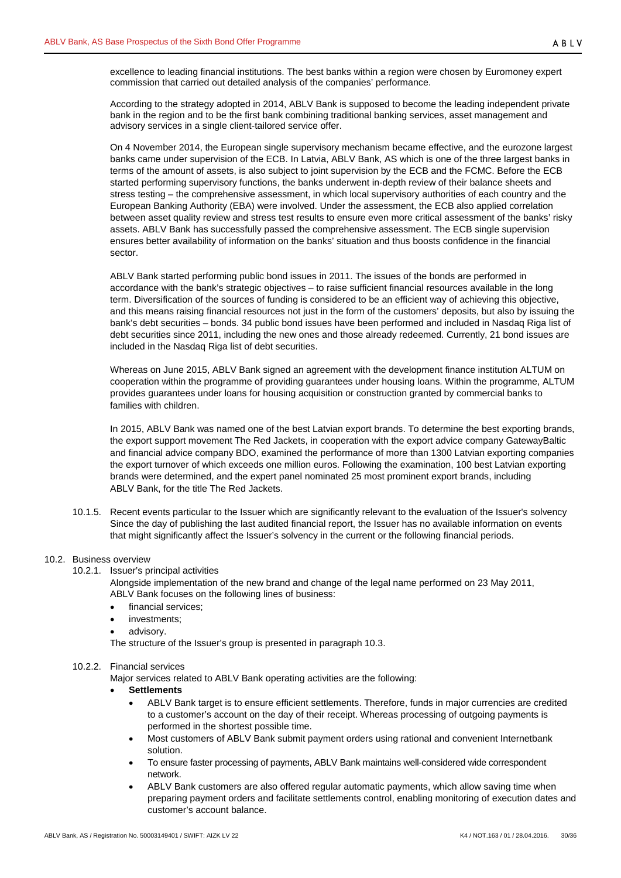excellence to leading financial institutions. The best banks within a region were chosen by Euromoney expert commission that carried out detailed analysis of the companies' performance.

According to the strategy adopted in 2014, ABLV Bank is supposed to become the leading independent private bank in the region and to be the first bank combining traditional banking services, asset management and advisory services in a single client-tailored service offer.

On 4 November 2014, the European single supervisory mechanism became effective, and the eurozone largest banks came under supervision of the ECB. In Latvia, ABLV Bank, AS which is one of the three largest banks in terms of the amount of assets, is also subject to joint supervision by the ECB and the FCMC. Before the ECB started performing supervisory functions, the banks underwent in-depth review of their balance sheets and stress testing – the comprehensive assessment, in which local supervisory authorities of each country and the European Banking Authority (EBA) were involved. Under the assessment, the ECB also applied correlation between asset quality review and stress test results to ensure even more critical assessment of the banks' risky assets. ABLV Bank has successfully passed the comprehensive assessment. The ECB single supervision ensures better availability of information on the banks' situation and thus boosts confidence in the financial sector.

ABLV Bank started performing public bond issues in 2011. The issues of the bonds are performed in accordance with the bank's strategic objectives – to raise sufficient financial resources available in the long term. Diversification of the sources of funding is considered to be an efficient way of achieving this objective, and this means raising financial resources not just in the form of the customers' deposits, but also by issuing the bank's debt securities – bonds. 34 public bond issues have been performed and included in Nasdaq Riga list of debt securities since 2011, including the new ones and those already redeemed. Currently, 21 bond issues are included in the Nasdaq Riga list of debt securities.

Whereas on June 2015, ABLV Bank signed an agreement with the development finance institution ALTUM on cooperation within the programme of providing guarantees under housing loans. Within the programme, ALTUM provides guarantees under loans for housing acquisition or construction granted by commercial banks to families with children.

In 2015, ABLV Bank was named one of the best Latvian export brands. To determine the best exporting brands, the export support movement The Red Jackets, in cooperation with the export advice company GatewayBaltic and financial advice company BDO, examined the performance of more than 1300 Latvian exporting companies the export turnover of which exceeds one million euros. Following the examination, 100 best Latvian exporting brands were determined, and the expert panel nominated 25 most prominent export brands, including ABLV Bank, for the title The Red Jackets.

10.1.5. Recent events particular to the Issuer which are significantly relevant to the evaluation of the Issuer's solvency
Since the day of publishing the last audited financial report, the Issuer has no available information on events that might significantly affect the Issuer's solvency in the current or the following financial periods.

## 10.2. Business overview

### 10.2.1. Issuer's principal activities

Alongside implementation of the new brand and change of the legal name performed on 23 May 2011, ABLV Bank focuses on the following lines of business:

- financial services;
- investments;
- advisory.

The structure of the Issuer's group is presented in paragraph 10.3.

### 10.2.2. Financial services

Major services related to ABLV Bank operating activities are the following:

- **Settlements**
  - ABLV Bank target is to ensure efficient settlements. Therefore, funds in major currencies are credited to a customer's account on the day of their receipt. Whereas processing of outgoing payments is performed in the shortest possible time.
  - Most customers of ABLV Bank submit payment orders using rational and convenient Internetbank solution.
  - To ensure faster processing of payments, ABLV Bank maintains well-considered wide correspondent network.
  - ABLV Bank customers are also offered regular automatic payments, which allow saving time when preparing payment orders and facilitate settlements control, enabling monitoring of execution dates and customer's account balance.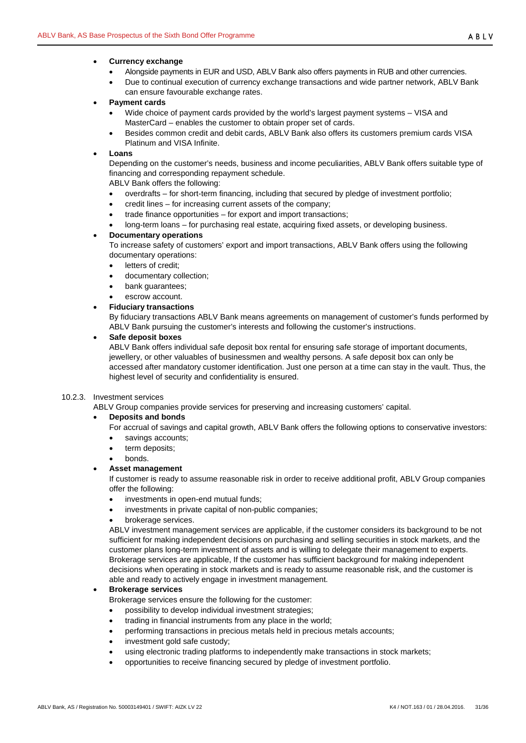- **Currency exchange**
  - Alongside payments in EUR and USD, ABLV Bank also offers payments in RUB and other currencies.
  - Due to continual execution of currency exchange transactions and wide partner network, ABLV Bank can ensure favourable exchange rates.
- **Payment cards**
  - Wide choice of payment cards provided by the world's largest payment systems – VISA and MasterCard – enables the customer to obtain proper set of cards.
  - Besides common credit and debit cards, ABLV Bank also offers its customers premium cards VISA Platinum and VISA Infinite.
- **Loans**

  Depending on the customer's needs, business and income peculiarities, ABLV Bank offers suitable type of financing and corresponding repayment schedule.

  ABLV Bank offers the following:
  - overdrafts – for short-term financing, including that secured by pledge of investment portfolio;
  - credit lines – for increasing current assets of the company;
  - trade finance opportunities – for export and import transactions;
  - long-term loans – for purchasing real estate, acquiring fixed assets, or developing business.
- **Documentary operations**

  To increase safety of customers' export and import transactions, ABLV Bank offers using the following documentary operations:
  - letters of credit;
  - documentary collection;
  - bank guarantees;
  - escrow account.
- **Fiduciary transactions**

  By fiduciary transactions ABLV Bank means agreements on management of customer's funds performed by ABLV Bank pursuing the customer's interests and following the customer's instructions.
- **Safe deposit boxes**

  ABLV Bank offers individual safe deposit box rental for ensuring safe storage of important documents, jewellery, or other valuables of businessmen and wealthy persons. A safe deposit box can only be accessed after mandatory customer identification. Just one person at a time can stay in the vault. Thus, the highest level of security and confidentiality is ensured.

10.2.3. Investment services

ABLV Group companies provide services for preserving and increasing customers' capital.

- **Deposits and bonds**

  For accrual of savings and capital growth, ABLV Bank offers the following options to conservative investors:
  - savings accounts;
  - term deposits;
  - bonds.
- **Asset management**

  If customer is ready to assume reasonable risk in order to receive additional profit, ABLV Group companies offer the following:
  - investments in open-end mutual funds;
  - investments in private capital of non-public companies;
  - brokerage services.

  ABLV investment management services are applicable, if the customer considers its background to be not sufficient for making independent decisions on purchasing and selling securities in stock markets, and the customer plans long-term investment of assets and is willing to delegate their management to experts. Brokerage services are applicable, If the customer has sufficient background for making independent decisions when operating in stock markets and is ready to assume reasonable risk, and the customer is able and ready to actively engage in investment management.
- **Brokerage services**

  Brokerage services ensure the following for the customer:
  - possibility to develop individual investment strategies;
  - trading in financial instruments from any place in the world;
  - performing transactions in precious metals held in precious metals accounts;
  - investment gold safe custody;
  - using electronic trading platforms to independently make transactions in stock markets;
  - opportunities to receive financing secured by pledge of investment portfolio.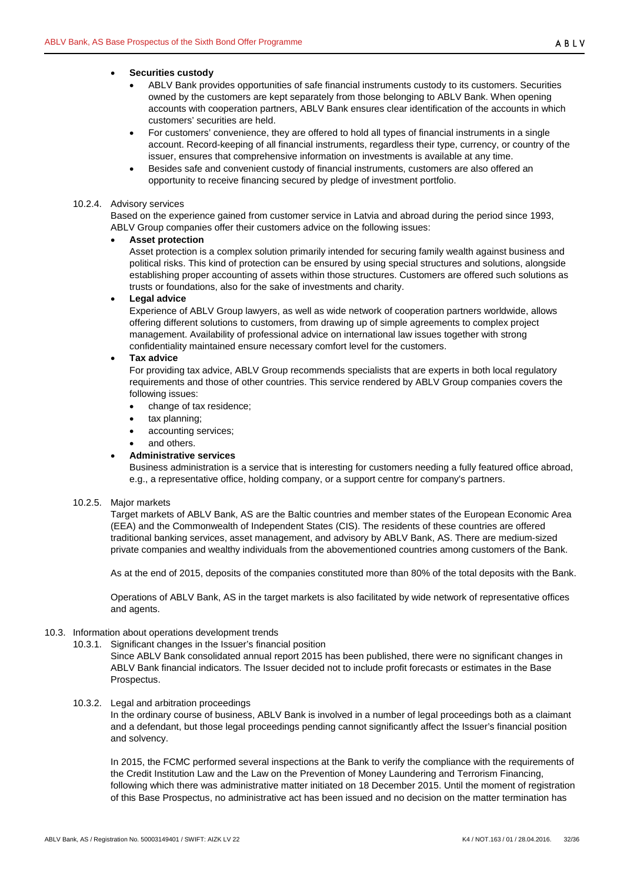- **Securities custody**
  - ABLV Bank provides opportunities of safe financial instruments custody to its customers. Securities owned by the customers are kept separately from those belonging to ABLV Bank. When opening accounts with cooperation partners, ABLV Bank ensures clear identification of the accounts in which customers' securities are held.
  - For customers' convenience, they are offered to hold all types of financial instruments in a single account. Record-keeping of all financial instruments, regardless their type, currency, or country of the issuer, ensures that comprehensive information on investments is available at any time.
  - Besides safe and convenient custody of financial instruments, customers are also offered an opportunity to receive financing secured by pledge of investment portfolio.

10.2.4. Advisory services

Based on the experience gained from customer service in Latvia and abroad during the period since 1993, ABLV Group companies offer their customers advice on the following issues:

- **Asset protection**

  Asset protection is a complex solution primarily intended for securing family wealth against business and political risks. This kind of protection can be ensured by using special structures and solutions, alongside establishing proper accounting of assets within those structures. Customers are offered such solutions as trusts or foundations, also for the sake of investments and charity.

- **Legal advice**

  Experience of ABLV Group lawyers, as well as wide network of cooperation partners worldwide, allows offering different solutions to customers, from drawing up of simple agreements to complex project management. Availability of professional advice on international law issues together with strong confidentiality maintained ensure necessary comfort level for the customers.

- **Tax advice**

  For providing tax advice, ABLV Group recommends specialists that are experts in both local regulatory requirements and those of other countries. This service rendered by ABLV Group companies covers the following issues:
  - change of tax residence;
  - tax planning;
  - accounting services;
  - and others.

- **Administrative services**

  Business administration is a service that is interesting for customers needing a fully featured office abroad, e.g., a representative office, holding company, or a support centre for company's partners.

10.2.5. Major markets

Target markets of ABLV Bank, AS are the Baltic countries and member states of the European Economic Area (EEA) and the Commonwealth of Independent States (CIS). The residents of these countries are offered traditional banking services, asset management, and advisory by ABLV Bank, AS. There are medium-sized private companies and wealthy individuals from the abovementioned countries among customers of the Bank.

As at the end of 2015, deposits of the companies constituted more than 80% of the total deposits with the Bank.

Operations of ABLV Bank, AS in the target markets is also facilitated by wide network of representative offices and agents.

10.3. Information about operations development trends

10.3.1. Significant changes in the Issuer's financial position

Since ABLV Bank consolidated annual report 2015 has been published, there were no significant changes in ABLV Bank financial indicators. The Issuer decided not to include profit forecasts or estimates in the Base Prospectus.

10.3.2. Legal and arbitration proceedings

In the ordinary course of business, ABLV Bank is involved in a number of legal proceedings both as a claimant and a defendant, but those legal proceedings pending cannot significantly affect the Issuer's financial position and solvency.

In 2015, the FCMC performed several inspections at the Bank to verify the compliance with the requirements of the Credit Institution Law and the Law on the Prevention of Money Laundering and Terrorism Financing, following which there was administrative matter initiated on 18 December 2015. Until the moment of registration of this Base Prospectus, no administrative act has been issued and no decision on the matter termination has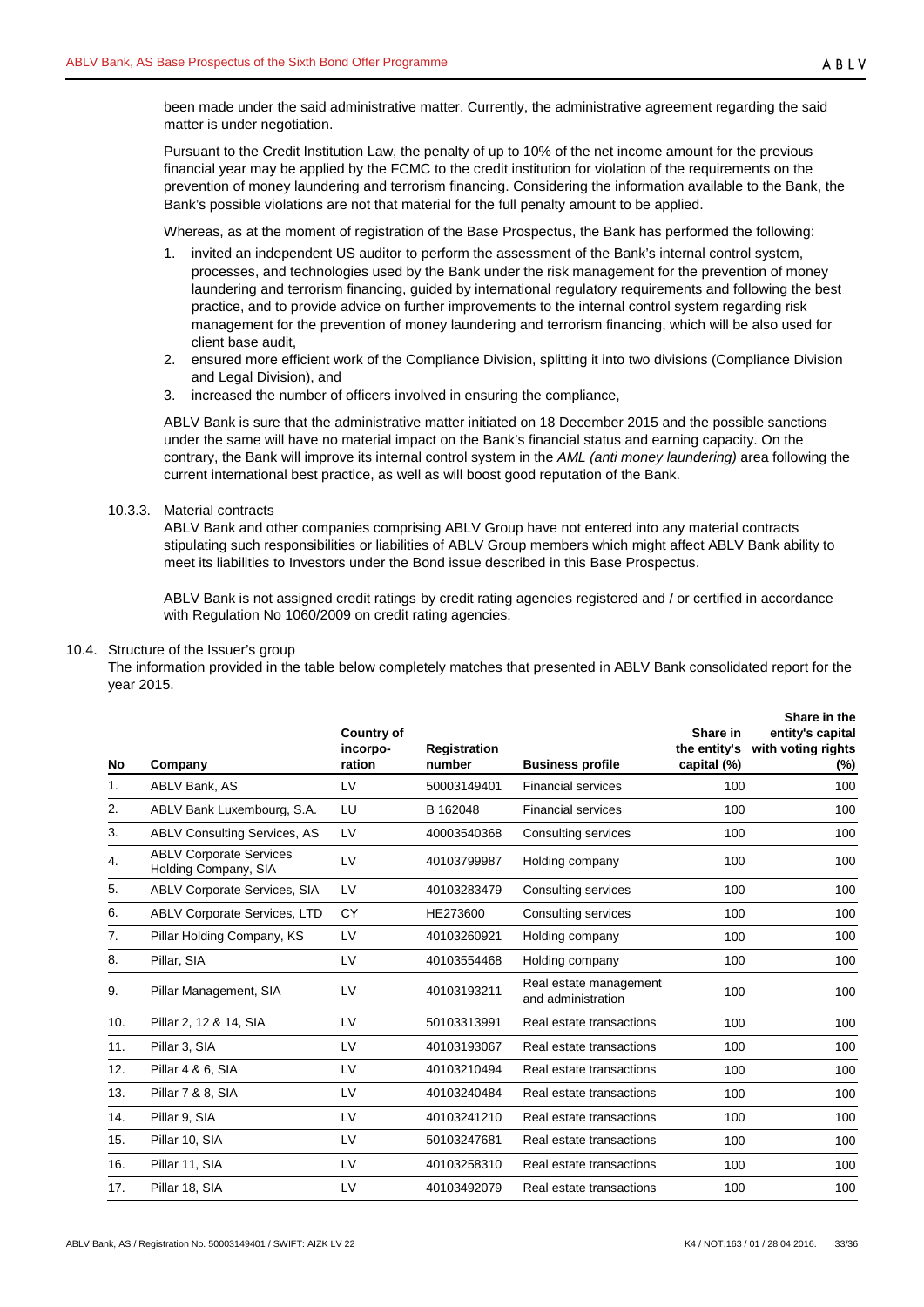been made under the said administrative matter. Currently, the administrative agreement regarding the said matter is under negotiation.

Pursuant to the Credit Institution Law, the penalty of up to 10% of the net income amount for the previous financial year may be applied by the FCMC to the credit institution for violation of the requirements on the prevention of money laundering and terrorism financing. Considering the information available to the Bank, the Bank's possible violations are not that material for the full penalty amount to be applied.

Whereas, as at the moment of registration of the Base Prospectus, the Bank has performed the following:

1. invited an independent US auditor to perform the assessment of the Bank's internal control system, processes, and technologies used by the Bank under the risk management for the prevention of money laundering and terrorism financing, guided by international regulatory requirements and following the best practice, and to provide advice on further improvements to the internal control system regarding risk management for the prevention of money laundering and terrorism financing, which will be also used for client base audit,
2. ensured more efficient work of the Compliance Division, splitting it into two divisions (Compliance Division and Legal Division), and
3. increased the number of officers involved in ensuring the compliance,

ABLV Bank is sure that the administrative matter initiated on 18 December 2015 and the possible sanctions under the same will have no material impact on the Bank's financial status and earning capacity. On the contrary, the Bank will improve its internal control system in the *AML (anti money laundering)* area following the current international best practice, as well as will boost good reputation of the Bank.

### 10.3.3. Material contracts

ABLV Bank and other companies comprising ABLV Group have not entered into any material contracts stipulating such responsibilities or liabilities of ABLV Group members which might affect ABLV Bank ability to meet its liabilities to Investors under the Bond issue described in this Base Prospectus.

ABLV Bank is not assigned credit ratings by credit rating agencies registered and / or certified in accordance with Regulation No 1060/2009 on credit rating agencies.

## 10.4. Structure of the Issuer's group

The information provided in the table below completely matches that presented in ABLV Bank consolidated report for the year 2015.

| No | Company | Country of incorpo-ration | Registration number | Business profile | Share in the entity's capital (%) | Share in the entity's capital with voting rights (%) |
|---|---|---|---|---|---|---|
| 1. | ABLV Bank, AS | LV | 50003149401 | Financial services | 100 | 100 |
| 2. | ABLV Bank Luxembourg, S.A. | LU | B 162048 | Financial services | 100 | 100 |
| 3. | ABLV Consulting Services, AS | LV | 40003540368 | Consulting services | 100 | 100 |
| 4. | ABLV Corporate Services Holding Company, SIA | LV | 40103799987 | Holding company | 100 | 100 |
| 5. | ABLV Corporate Services, SIA | LV | 40103283479 | Consulting services | 100 | 100 |
| 6. | ABLV Corporate Services, LTD | CY | HE273600 | Consulting services | 100 | 100 |
| 7. | Pillar Holding Company, KS | LV | 40103260921 | Holding company | 100 | 100 |
| 8. | Pillar, SIA | LV | 40103554468 | Holding company | 100 | 100 |
| 9. | Pillar Management, SIA | LV | 40103193211 | Real estate management and administration | 100 | 100 |
| 10. | Pillar 2, 12 & 14, SIA | LV | 50103313991 | Real estate transactions | 100 | 100 |
| 11. | Pillar 3, SIA | LV | 40103193067 | Real estate transactions | 100 | 100 |
| 12. | Pillar 4 & 6, SIA | LV | 40103210494 | Real estate transactions | 100 | 100 |
| 13. | Pillar 7 & 8, SIA | LV | 40103240484 | Real estate transactions | 100 | 100 |
| 14. | Pillar 9, SIA | LV | 40103241210 | Real estate transactions | 100 | 100 |
| 15. | Pillar 10, SIA | LV | 50103247681 | Real estate transactions | 100 | 100 |
| 16. | Pillar 11, SIA | LV | 40103258310 | Real estate transactions | 100 | 100 |
| 17. | Pillar 18, SIA | LV | 40103492079 | Real estate transactions | 100 | 100 |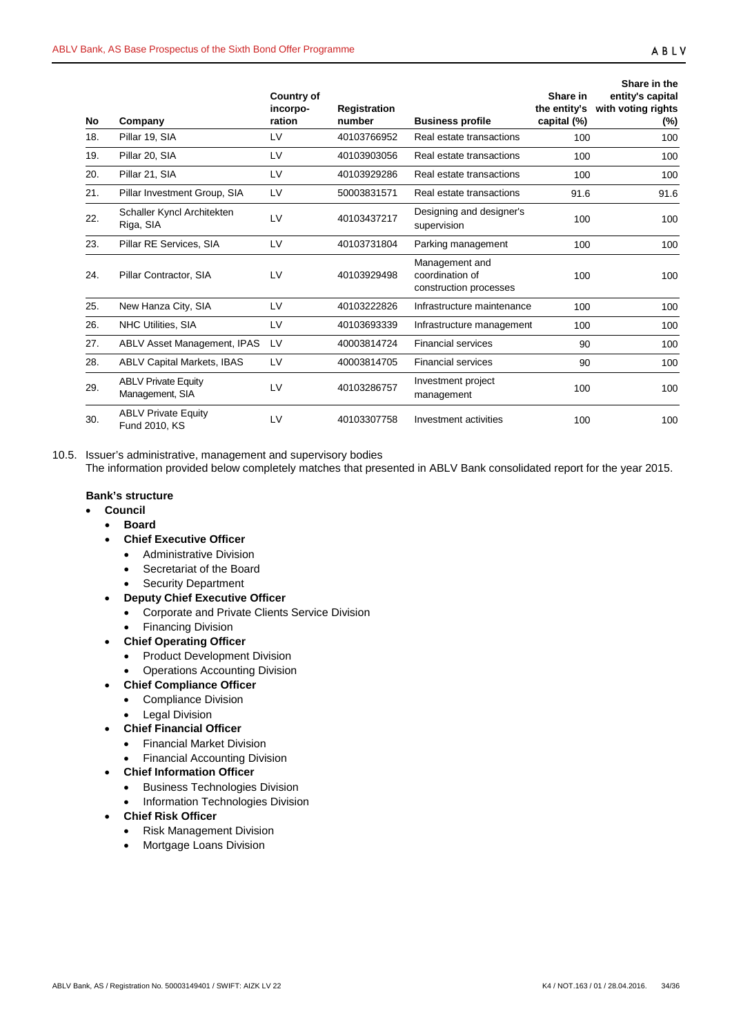| No | Company | Country of incorpo-ration | Registration number | Business profile | Share in the entity's capital (%) | Share in the entity's capital with voting rights (%) |
|---|---|---|---|---|---|---|
| 18. | Pillar 19, SIA | LV | 40103766952 | Real estate transactions | 100 | 100 |
| 19. | Pillar 20, SIA | LV | 40103903056 | Real estate transactions | 100 | 100 |
| 20. | Pillar 21, SIA | LV | 40103929286 | Real estate transactions | 100 | 100 |
| 21. | Pillar Investment Group, SIA | LV | 50003831571 | Real estate transactions | 91.6 | 91.6 |
| 22. | Schaller Kyncl Architekten Riga, SIA | LV | 40103437217 | Designing and designer's supervision | 100 | 100 |
| 23. | Pillar RE Services, SIA | LV | 40103731804 | Parking management | 100 | 100 |
| 24. | Pillar Contractor, SIA | LV | 40103929498 | Management and coordination of construction processes | 100 | 100 |
| 25. | New Hanza City, SIA | LV | 40103222826 | Infrastructure maintenance | 100 | 100 |
| 26. | NHC Utilities, SIA | LV | 40103693339 | Infrastructure management | 100 | 100 |
| 27. | ABLV Asset Management, IPAS | LV | 40003814724 | Financial services | 90 | 100 |
| 28. | ABLV Capital Markets, IBAS | LV | 40003814705 | Financial services | 90 | 100 |
| 29. | ABLV Private Equity Management, SIA | LV | 40103286757 | Investment project management | 100 | 100 |
| 30. | ABLV Private Equity Fund 2010, KS | LV | 40103307758 | Investment activities | 100 | 100 |

10.5. Issuer's administrative, management and supervisory bodies

The information provided below completely matches that presented in ABLV Bank consolidated report for the year 2015.

**Bank's structure**

- **Council**
  - **Board**
  - **Chief Executive Officer**
    - Administrative Division
    - Secretariat of the Board
    - Security Department
  - **Deputy Chief Executive Officer**
    - Corporate and Private Clients Service Division
    - Financing Division
  - **Chief Operating Officer**
    - Product Development Division
    - Operations Accounting Division
  - **Chief Compliance Officer**
    - Compliance Division
    - Legal Division
  - **Chief Financial Officer**
    - Financial Market Division
    - Financial Accounting Division
  - **Chief Information Officer**
    - Business Technologies Division
    - Information Technologies Division
  - **Chief Risk Officer**
    - Risk Management Division
    - Mortgage Loans Division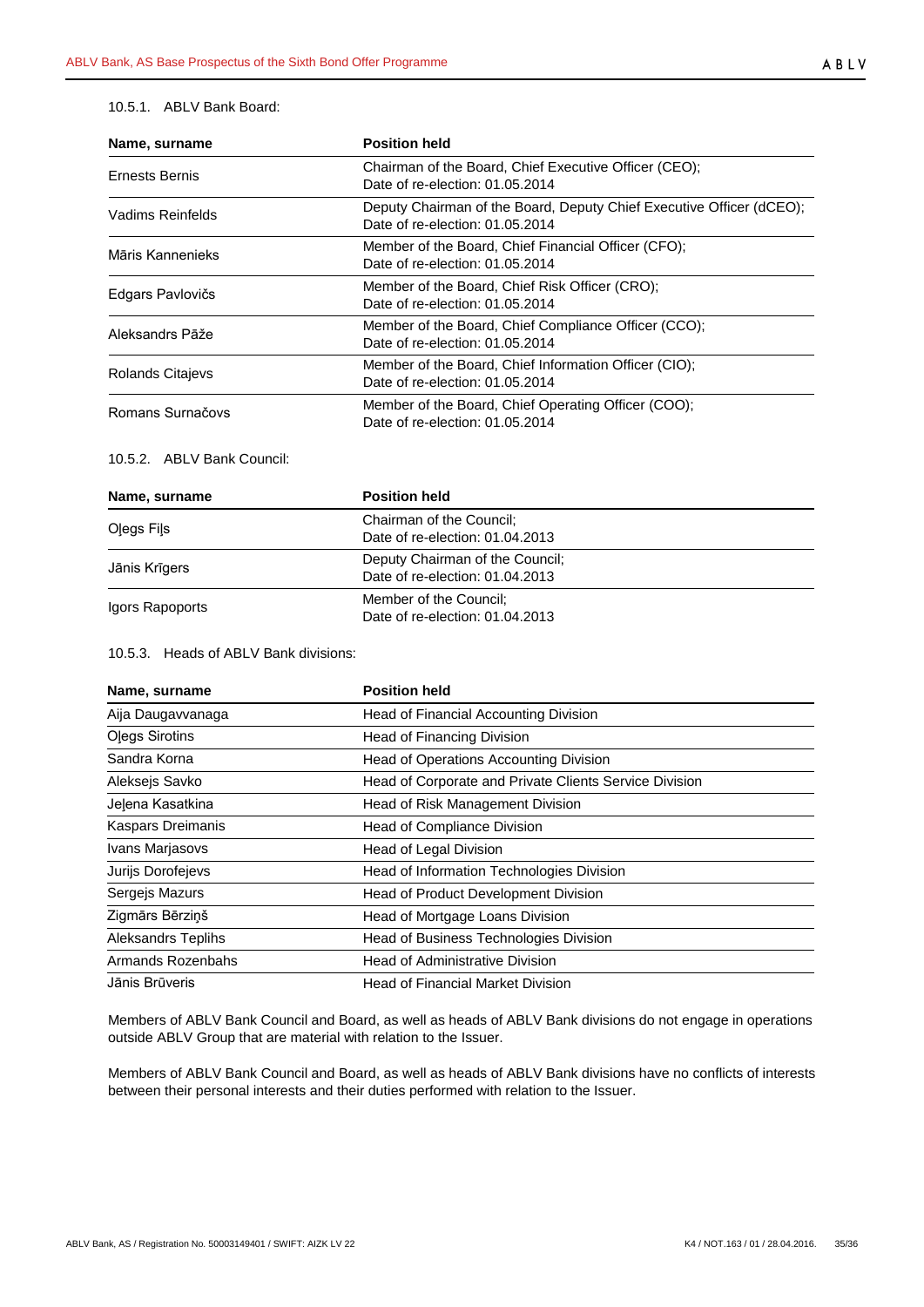#### 10.5.1. ABLV Bank Board:

| Name, surname | Position held |
| --- | --- |
| Ernests Bernis | Chairman of the Board, Chief Executive Officer (CEO);<br>Date of re-election: 01.05.2014 |
| Vadims Reinfelds | Deputy Chairman of the Board, Deputy Chief Executive Officer (dCEO);<br>Date of re-election: 01.05.2014 |
| Māris Kannenieks | Member of the Board, Chief Financial Officer (CFO);<br>Date of re-election: 01.05.2014 |
| Edgars Pavlovičs | Member of the Board, Chief Risk Officer (CRO);<br>Date of re-election: 01.05.2014 |
| Aleksandrs Pāže | Member of the Board, Chief Compliance Officer (CCO);<br>Date of re-election: 01.05.2014 |
| Rolands Citajevs | Member of the Board, Chief Information Officer (CIO);<br>Date of re-election: 01.05.2014 |
| Romans Surnačovs | Member of the Board, Chief Operating Officer (COO);<br>Date of re-election: 01.05.2014 |

#### 10.5.2. ABLV Bank Council:

| Name, surname | Position held |
| --- | --- |
| Oļegs Fiļs | Chairman of the Council;<br>Date of re-election: 01.04.2013 |
| Jānis Krīgers | Deputy Chairman of the Council;<br>Date of re-election: 01.04.2013 |
| Igors Rapoports | Member of the Council;<br>Date of re-election: 01.04.2013 |

#### 10.5.3. Heads of ABLV Bank divisions:

| Name, surname | Position held |
| --- | --- |
| Aija Daugavvanaga | Head of Financial Accounting Division |
| Oļegs Sirotins | Head of Financing Division |
| Sandra Korna | Head of Operations Accounting Division |
| Aleksejs Savko | Head of Corporate and Private Clients Service Division |
| Jeļena Kasatkina | Head of Risk Management Division |
| Kaspars Dreimanis | Head of Compliance Division |
| Ivans Marjasovs | Head of Legal Division |
| Jurijs Dorofejevs | Head of Information Technologies Division |
| Sergejs Mazurs | Head of Product Development Division |
| Zigmārs Bērziņš | Head of Mortgage Loans Division |
| Aleksandrs Teplihs | Head of Business Technologies Division |
| Armands Rozenbahs | Head of Administrative Division |
| Jānis Brūveris | Head of Financial Market Division |

Members of ABLV Bank Council and Board, as well as heads of ABLV Bank divisions do not engage in operations outside ABLV Group that are material with relation to the Issuer.

Members of ABLV Bank Council and Board, as well as heads of ABLV Bank divisions have no conflicts of interests between their personal interests and their duties performed with relation to the Issuer.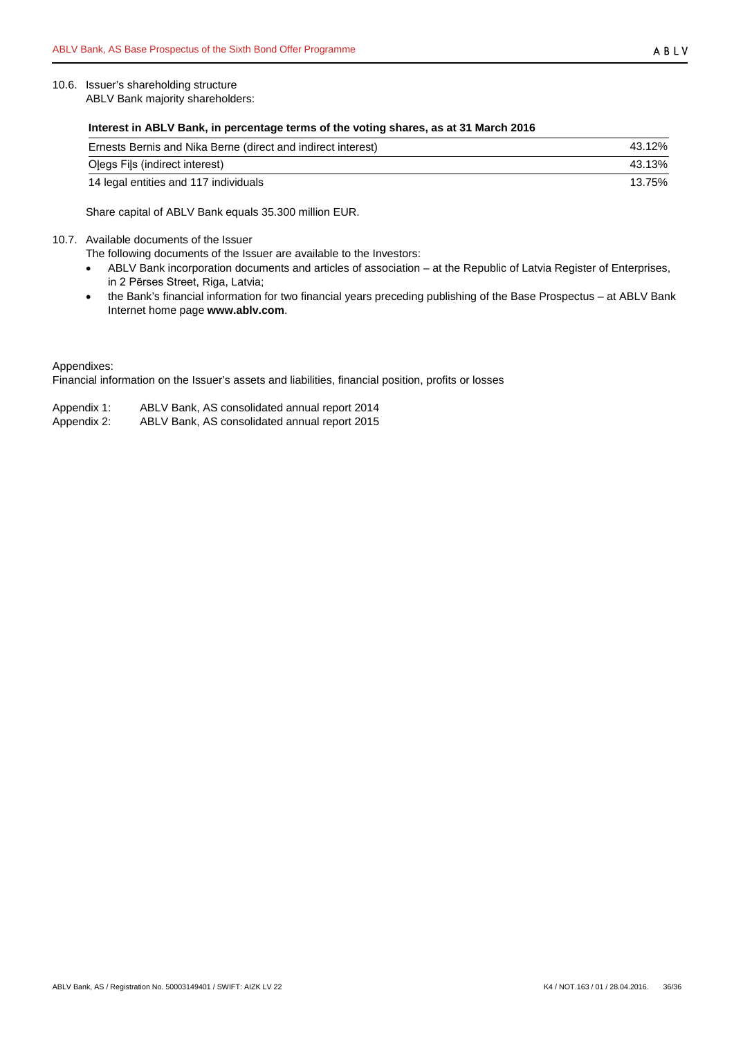10.6. Issuer's shareholding structure

ABLV Bank majority shareholders:

**Interest in ABLV Bank, in percentage terms of the voting shares, as at 31 March 2016**

| | |
|---|---|
| Ernests Bernis and Nika Berne (direct and indirect interest) | 43.12% |
| Oļegs Fiļs (indirect interest) | 43.13% |
| 14 legal entities and 117 individuals | 13.75% |

Share capital of ABLV Bank equals 35.300 million EUR.

10.7. Available documents of the Issuer

The following documents of the Issuer are available to the Investors:

- ABLV Bank incorporation documents and articles of association – at the Republic of Latvia Register of Enterprises, in 2 Pērses Street, Riga, Latvia;
- the Bank's financial information for two financial years preceding publishing of the Base Prospectus – at ABLV Bank Internet home page **www.ablv.com**.

Appendixes:

Financial information on the Issuer's assets and liabilities, financial position, profits or losses

Appendix 1: ABLV Bank, AS consolidated annual report 2014

Appendix 2: ABLV Bank, AS consolidated annual report 2015